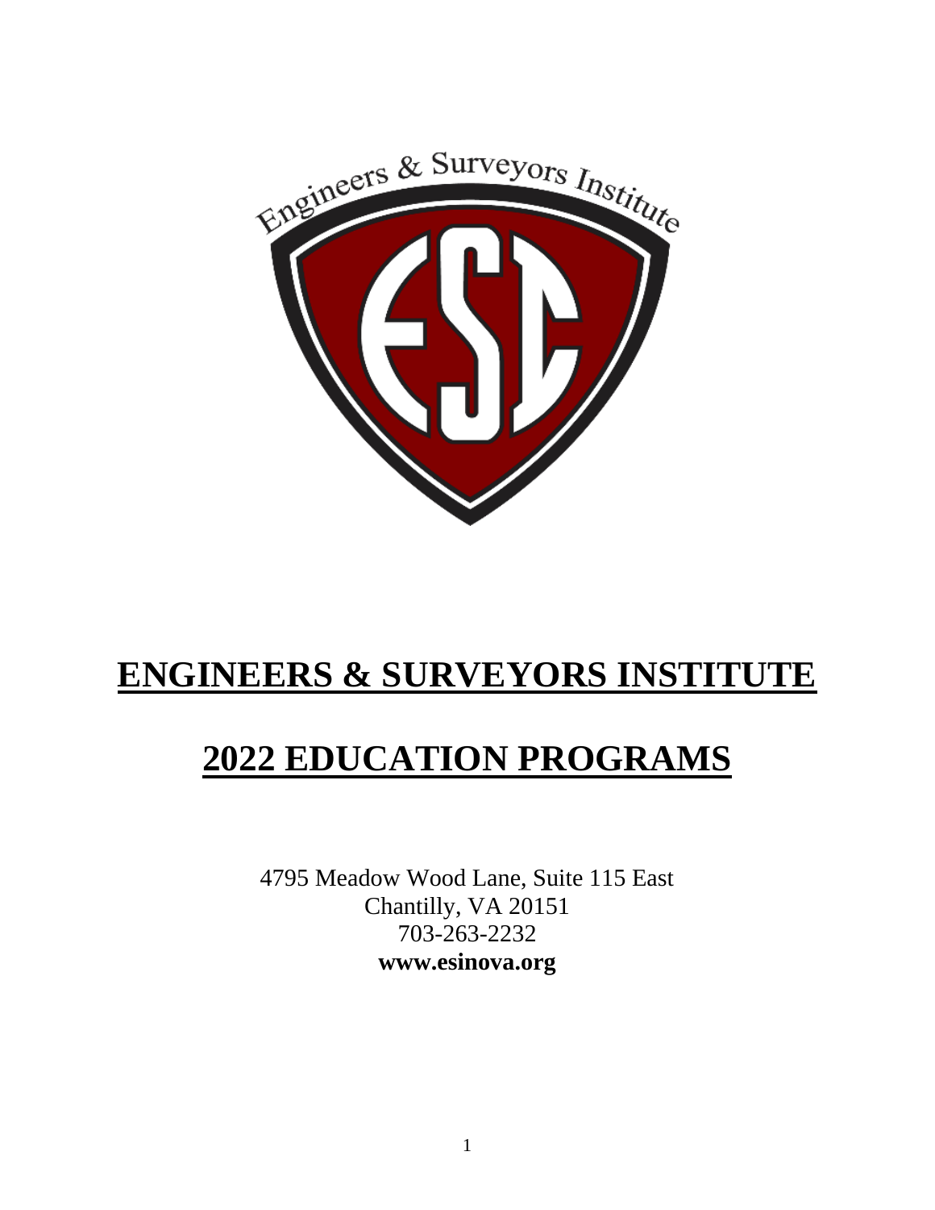# ENGINEERS & SURVEYORS INSTITUTE

# 2022 EDUCATION PROGRAMS

4795 Meadow Wood Lane, Suite 115 East
Chantilly, VA 20151
703-263-2232
**www.esinova.org**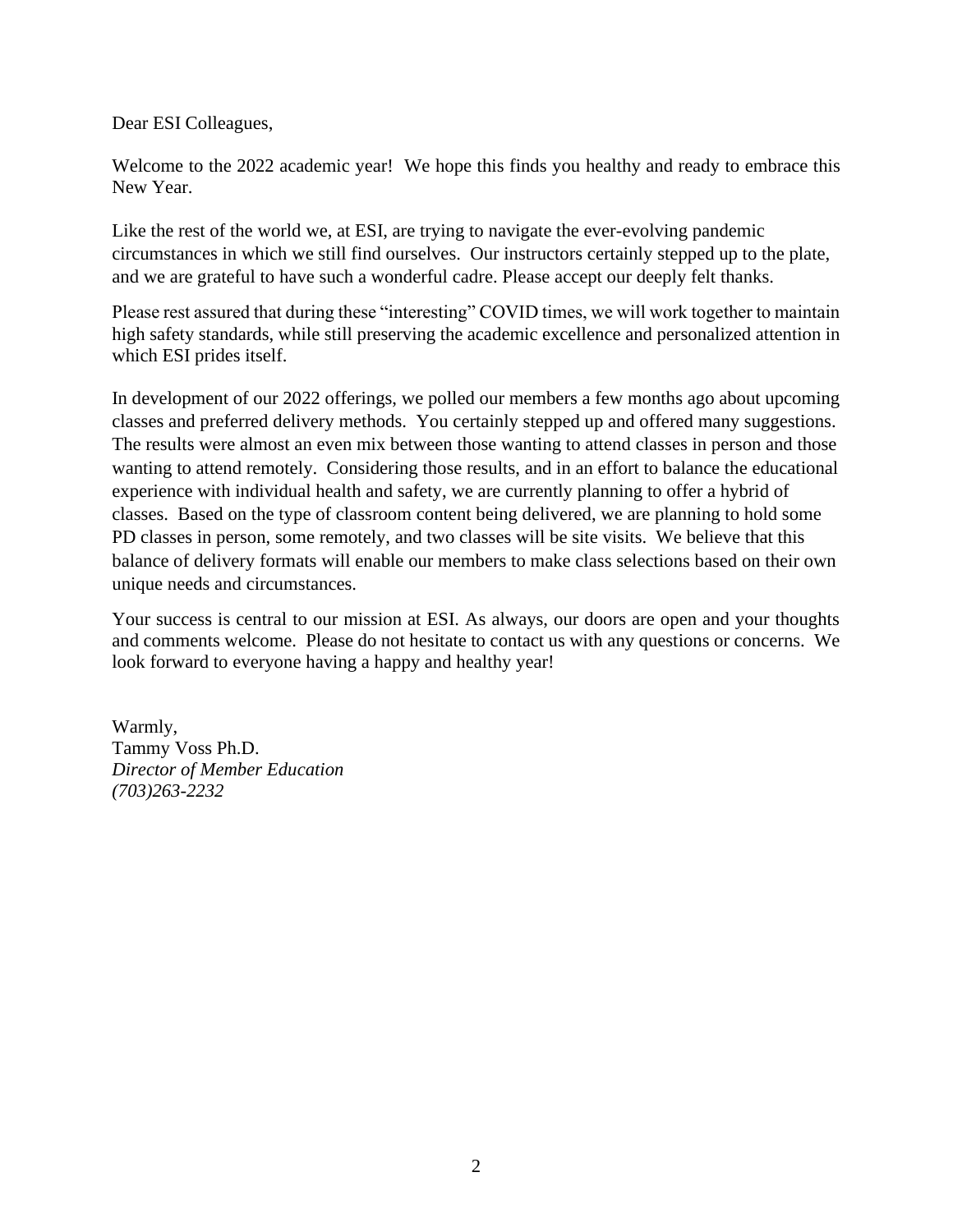Dear ESI Colleagues,

Welcome to the 2022 academic year! We hope this finds you healthy and ready to embrace this New Year.

Like the rest of the world we, at ESI, are trying to navigate the ever-evolving pandemic circumstances in which we still find ourselves. Our instructors certainly stepped up to the plate, and we are grateful to have such a wonderful cadre. Please accept our deeply felt thanks.

Please rest assured that during these "interesting" COVID times, we will work together to maintain high safety standards, while still preserving the academic excellence and personalized attention in which ESI prides itself.

In development of our 2022 offerings, we polled our members a few months ago about upcoming classes and preferred delivery methods. You certainly stepped up and offered many suggestions. The results were almost an even mix between those wanting to attend classes in person and those wanting to attend remotely. Considering those results, and in an effort to balance the educational experience with individual health and safety, we are currently planning to offer a hybrid of classes. Based on the type of classroom content being delivered, we are planning to hold some PD classes in person, some remotely, and two classes will be site visits. We believe that this balance of delivery formats will enable our members to make class selections based on their own unique needs and circumstances.

Your success is central to our mission at ESI. As always, our doors are open and your thoughts and comments welcome. Please do not hesitate to contact us with any questions or concerns. We look forward to everyone having a happy and healthy year!

Warmly,
Tammy Voss Ph.D.
*Director of Member Education*
*(703)263-2232*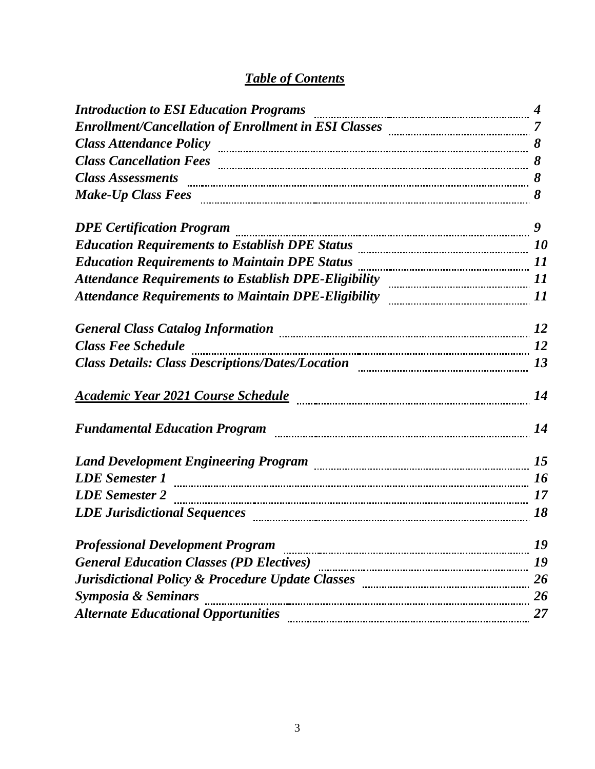## ***Table of Contents***

| | |
|---|---|
| *Introduction to ESI Education Programs* | *4* |
| *Enrollment/Cancellation of Enrollment in ESI Classes* | *7* |
| *Class Attendance Policy* | *8* |
| *Class Cancellation Fees* | *8* |
| *Class Assessments* | *8* |
| *Make-Up Class Fees* | *8* |
| | |
| *DPE Certification Program* | *9* |
| *Education Requirements to Establish DPE Status* | *10* |
| *Education Requirements to Maintain DPE Status* | *11* |
| *Attendance Requirements to Establish DPE-Eligibility* | *11* |
| *Attendance Requirements to Maintain DPE-Eligibility* | *11* |
| | |
| *General Class Catalog Information* | *12* |
| *Class Fee Schedule* | *12* |
| *Class Details: Class Descriptions/Dates/Location* | *13* |
| | |
| ***Academic Year 2021 Course Schedule*** | *14* |
| | |
| *Fundamental Education Program* | *14* |
| | |
| *Land Development Engineering Program* | *15* |
| *LDE Semester 1* | *16* |
| *LDE Semester 2* | *17* |
| *LDE Jurisdictional Sequences* | *18* |
| | |
| *Professional Development Program* | *19* |
| *General Education Classes (PD Electives)* | *19* |
| *Jurisdictional Policy & Procedure Update Classes* | *26* |
| *Symposia & Seminars* | *26* |
| *Alternate Educational Opportunities* | *27* |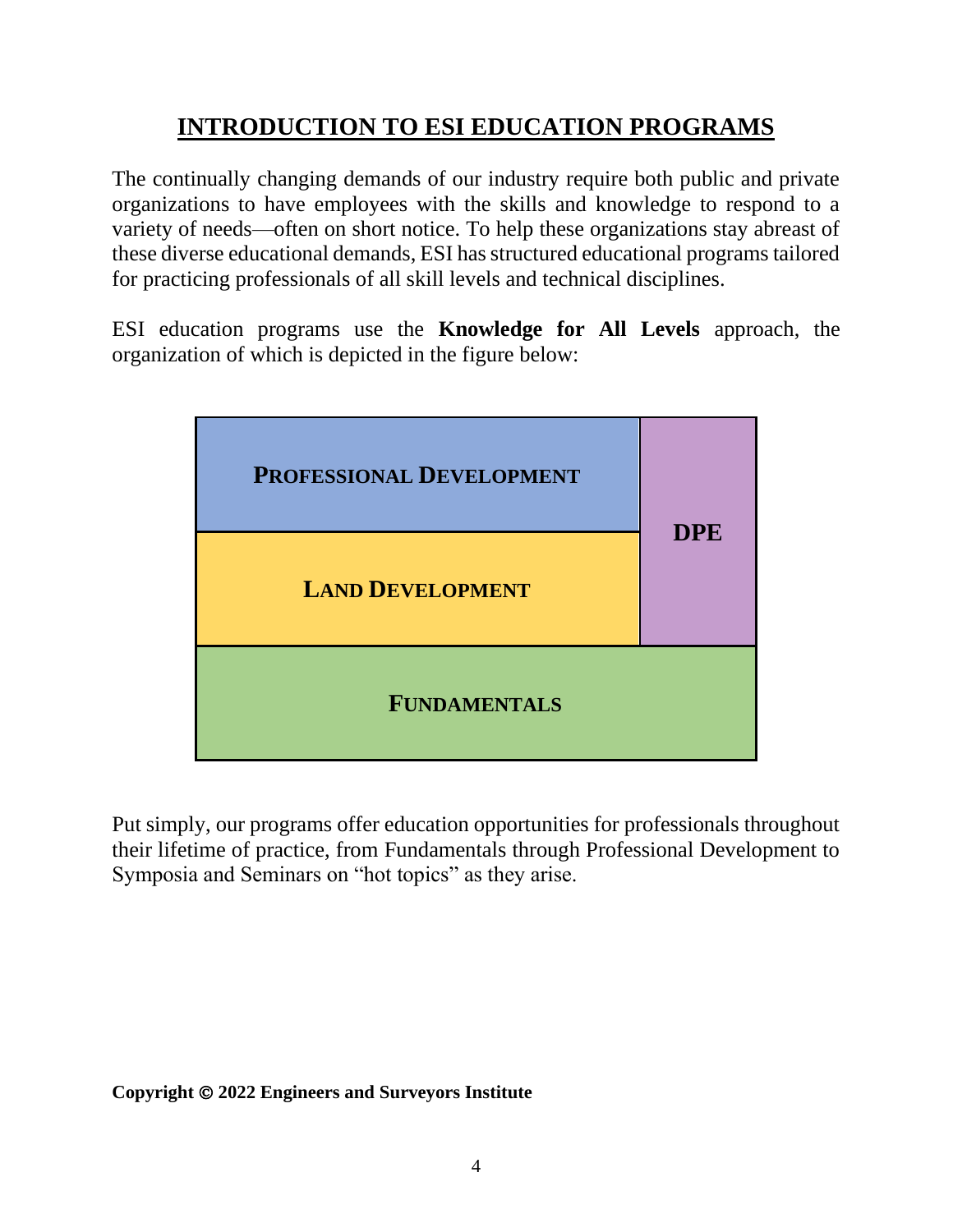# INTRODUCTION TO ESI EDUCATION PROGRAMS

The continually changing demands of our industry require both public and private organizations to have employees with the skills and knowledge to respond to a variety of needs—often on short notice. To help these organizations stay abreast of these diverse educational demands, ESI has structured educational programs tailored for practicing professionals of all skill levels and technical disciplines.

ESI education programs use the **Knowledge for All Levels** approach, the organization of which is depicted in the figure below:

**PROFESSIONAL DEVELOPMENT**

**LAND DEVELOPMENT**

**DPE**

**FUNDAMENTALS**

Put simply, our programs offer education opportunities for professionals throughout their lifetime of practice, from Fundamentals through Professional Development to Symposia and Seminars on "hot topics" as they arise.

**Copyright © 2022 Engineers and Surveyors Institute**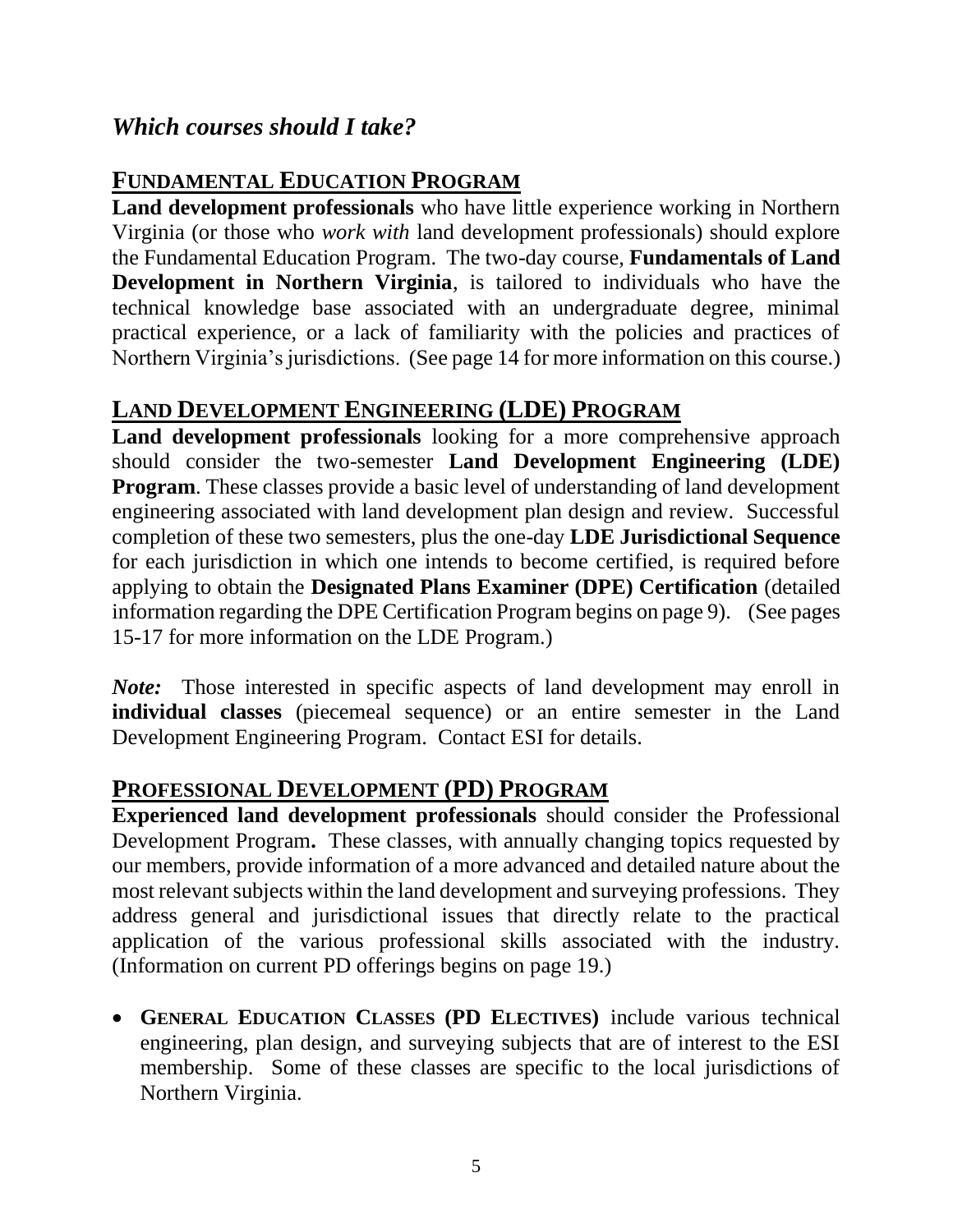## *Which courses should I take?*

### FUNDAMENTAL EDUCATION PROGRAM

**Land development professionals** who have little experience working in Northern Virginia (or those who *work with* land development professionals) should explore the Fundamental Education Program. The two-day course, **Fundamentals of Land Development in Northern Virginia**, is tailored to individuals who have the technical knowledge base associated with an undergraduate degree, minimal practical experience, or a lack of familiarity with the policies and practices of Northern Virginia's jurisdictions. (See page 14 for more information on this course.)

### LAND DEVELOPMENT ENGINEERING (LDE) PROGRAM

**Land development professionals** looking for a more comprehensive approach should consider the two-semester **Land Development Engineering (LDE) Program**. These classes provide a basic level of understanding of land development engineering associated with land development plan design and review. Successful completion of these two semesters, plus the one-day **LDE Jurisdictional Sequence** for each jurisdiction in which one intends to become certified, is required before applying to obtain the **Designated Plans Examiner (DPE) Certification** (detailed information regarding the DPE Certification Program begins on page 9). (See pages 15-17 for more information on the LDE Program.)

***Note:*** Those interested in specific aspects of land development may enroll in **individual classes** (piecemeal sequence) or an entire semester in the Land Development Engineering Program. Contact ESI for details.

### PROFESSIONAL DEVELOPMENT (PD) PROGRAM

**Experienced land development professionals** should consider the Professional Development Program**.** These classes, with annually changing topics requested by our members, provide information of a more advanced and detailed nature about the most relevant subjects within the land development and surveying professions. They address general and jurisdictional issues that directly relate to the practical application of the various professional skills associated with the industry. (Information on current PD offerings begins on page 19.)

- **GENERAL EDUCATION CLASSES (PD ELECTIVES)** include various technical engineering, plan design, and surveying subjects that are of interest to the ESI membership. Some of these classes are specific to the local jurisdictions of Northern Virginia.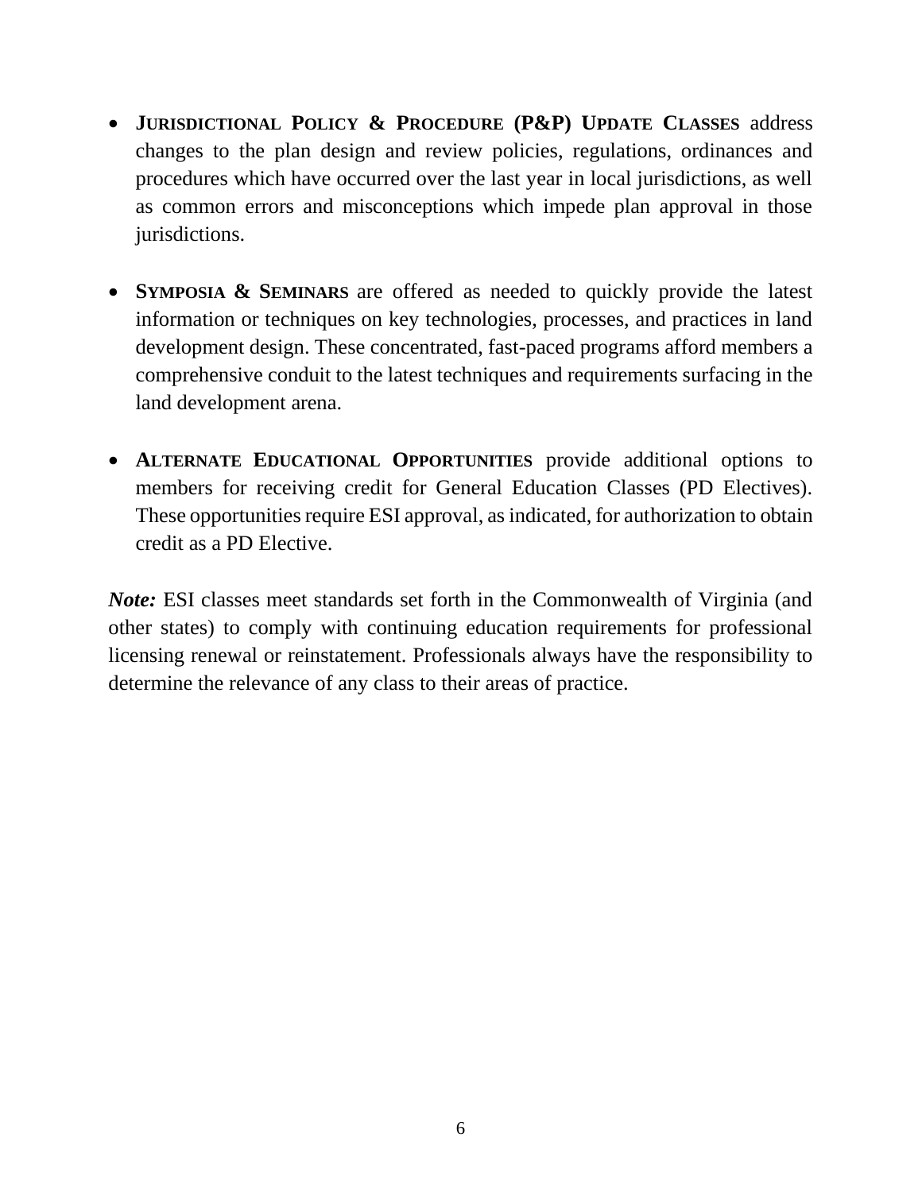- **JURISDICTIONAL POLICY & PROCEDURE (P&P) UPDATE CLASSES** address changes to the plan design and review policies, regulations, ordinances and procedures which have occurred over the last year in local jurisdictions, as well as common errors and misconceptions which impede plan approval in those jurisdictions.

- **SYMPOSIA & SEMINARS** are offered as needed to quickly provide the latest information or techniques on key technologies, processes, and practices in land development design. These concentrated, fast-paced programs afford members a comprehensive conduit to the latest techniques and requirements surfacing in the land development arena.

- **ALTERNATE EDUCATIONAL OPPORTUNITIES** provide additional options to members for receiving credit for General Education Classes (PD Electives). These opportunities require ESI approval, as indicated, for authorization to obtain credit as a PD Elective.

***Note:*** ESI classes meet standards set forth in the Commonwealth of Virginia (and other states) to comply with continuing education requirements for professional licensing renewal or reinstatement. Professionals always have the responsibility to determine the relevance of any class to their areas of practice.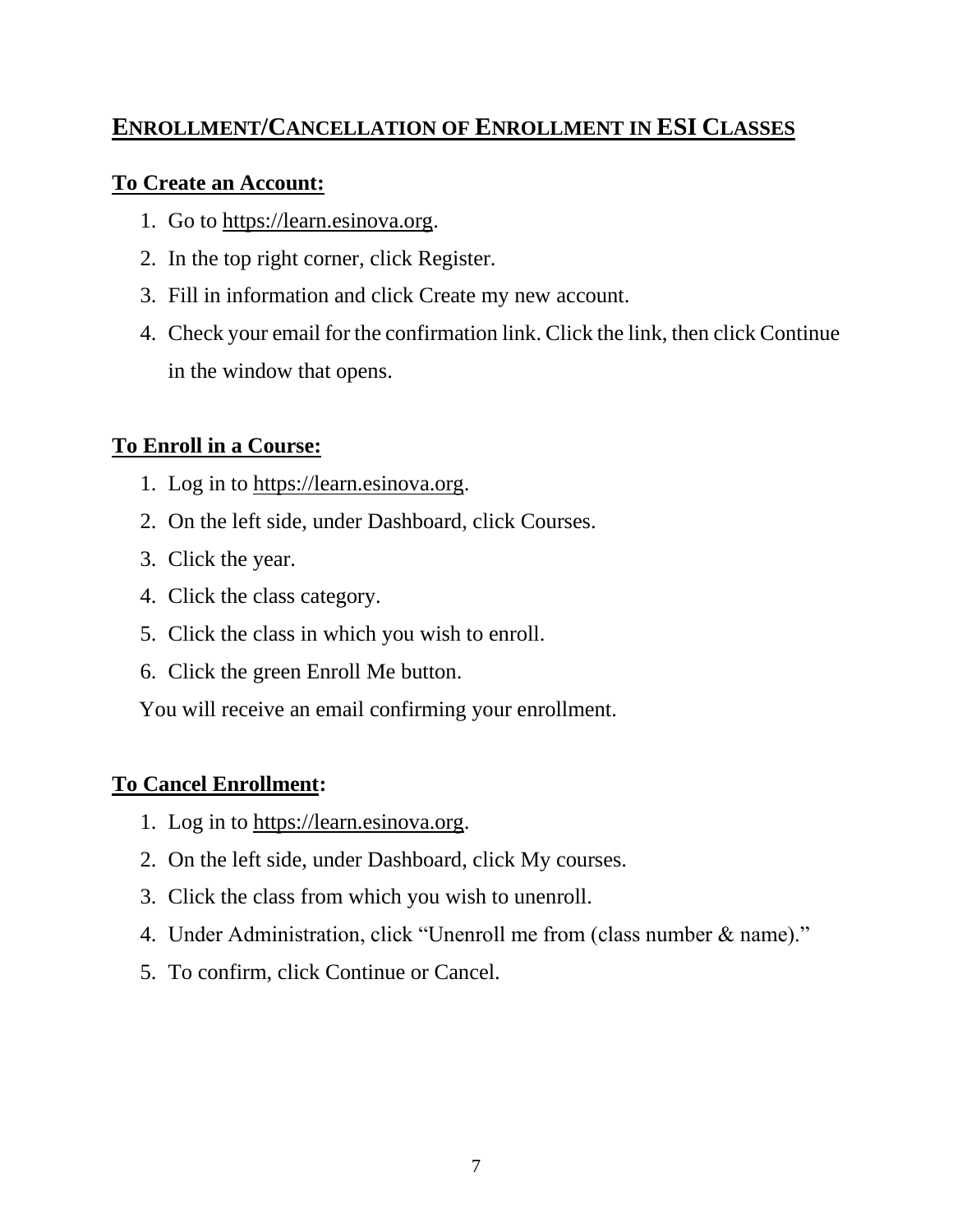## ENROLLMENT/CANCELLATION OF ENROLLMENT IN ESI CLASSES

### To Create an Account:

1. Go to https://learn.esinova.org.
2. In the top right corner, click Register.
3. Fill in information and click Create my new account.
4. Check your email for the confirmation link. Click the link, then click Continue in the window that opens.

### To Enroll in a Course:

1. Log in to https://learn.esinova.org.
2. On the left side, under Dashboard, click Courses.
3. Click the year.
4. Click the class category.
5. Click the class in which you wish to enroll.
6. Click the green Enroll Me button.

You will receive an email confirming your enrollment.

### To Cancel Enrollment:

1. Log in to https://learn.esinova.org.
2. On the left side, under Dashboard, click My courses.
3. Click the class from which you wish to unenroll.
4. Under Administration, click "Unenroll me from (class number & name)."
5. To confirm, click Continue or Cancel.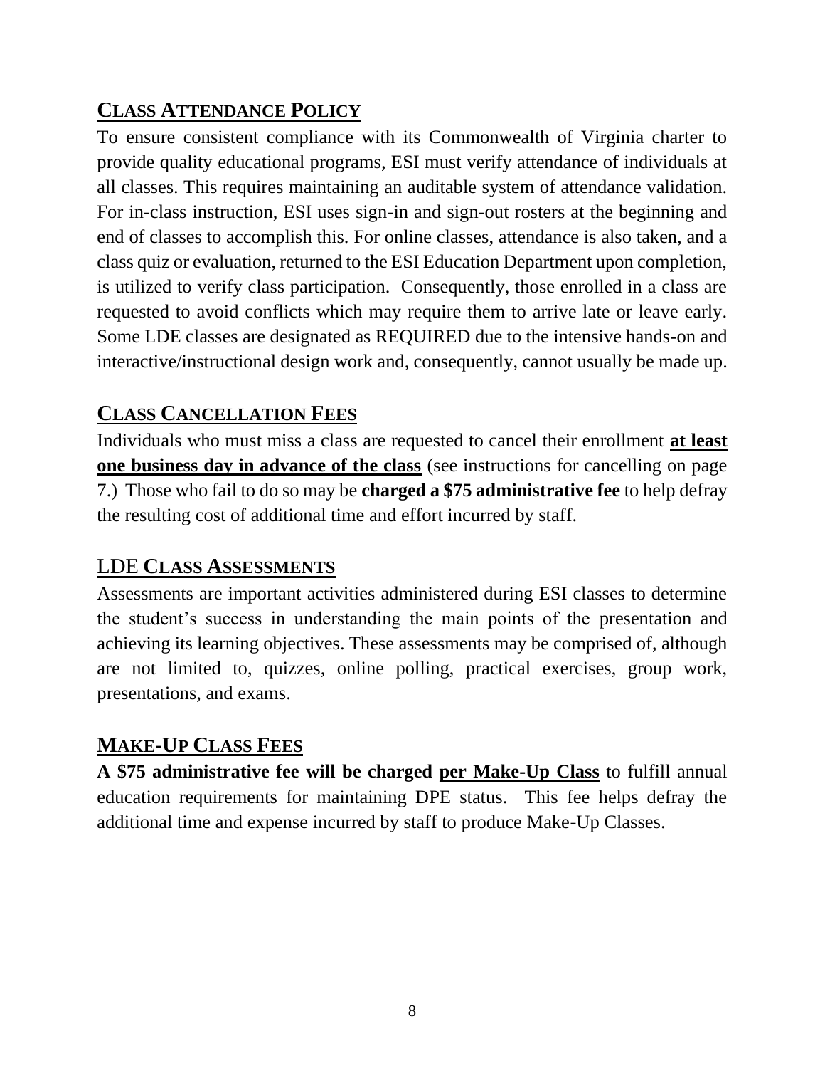## Class Attendance Policy

To ensure consistent compliance with its Commonwealth of Virginia charter to provide quality educational programs, ESI must verify attendance of individuals at all classes. This requires maintaining an auditable system of attendance validation. For in-class instruction, ESI uses sign-in and sign-out rosters at the beginning and end of classes to accomplish this. For online classes, attendance is also taken, and a class quiz or evaluation, returned to the ESI Education Department upon completion, is utilized to verify class participation. Consequently, those enrolled in a class are requested to avoid conflicts which may require them to arrive late or leave early. Some LDE classes are designated as REQUIRED due to the intensive hands-on and interactive/instructional design work and, consequently, cannot usually be made up.

## Class Cancellation Fees

Individuals who must miss a class are requested to cancel their enrollment **at least one business day in advance of the class** (see instructions for cancelling on page 7.) Those who fail to do so may be **charged a $75 administrative fee** to help defray the resulting cost of additional time and effort incurred by staff.

## LDE Class Assessments

Assessments are important activities administered during ESI classes to determine the student's success in understanding the main points of the presentation and achieving its learning objectives. These assessments may be comprised of, although are not limited to, quizzes, online polling, practical exercises, group work, presentations, and exams.

## Make-Up Class Fees

**A $75 administrative fee will be charged per Make-Up Class** to fulfill annual education requirements for maintaining DPE status. This fee helps defray the additional time and expense incurred by staff to produce Make-Up Classes.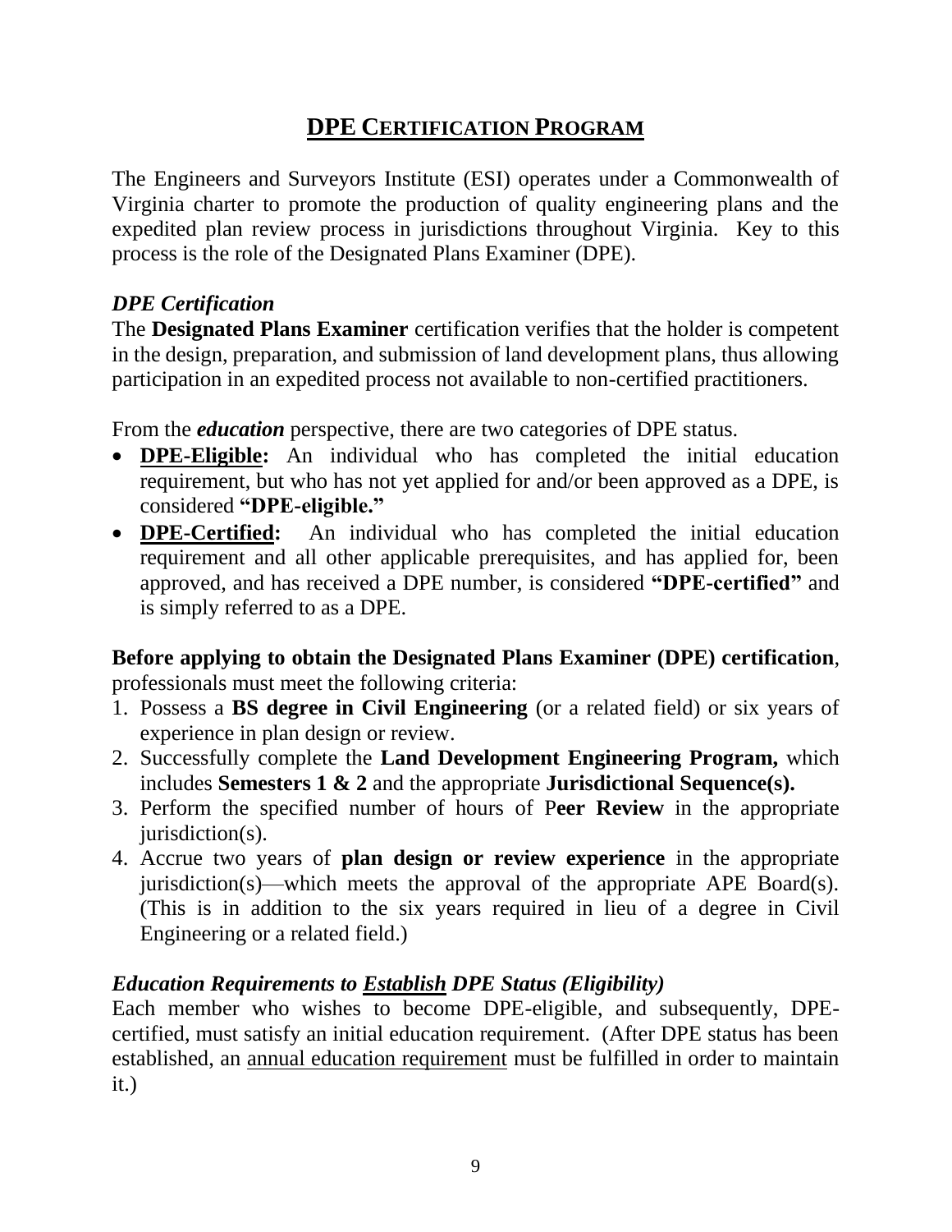# <u>DPE CERTIFICATION PROGRAM</u>

The Engineers and Surveyors Institute (ESI) operates under a Commonwealth of Virginia charter to promote the production of quality engineering plans and the expedited plan review process in jurisdictions throughout Virginia. Key to this process is the role of the Designated Plans Examiner (DPE).

### *DPE Certification*

The **Designated Plans Examiner** certification verifies that the holder is competent in the design, preparation, and submission of land development plans, thus allowing participation in an expedited process not available to non-certified practitioners.

From the ***education*** perspective, there are two categories of DPE status.

- **<u>DPE-Eligible</u>:** An individual who has completed the initial education requirement, but who has not yet applied for and/or been approved as a DPE, is considered **"DPE-eligible."**
- **<u>DPE-Certified</u>:** An individual who has completed the initial education requirement and all other applicable prerequisites, and has applied for, been approved, and has received a DPE number, is considered **"DPE-certified"** and is simply referred to as a DPE.

**Before applying to obtain the Designated Plans Examiner (DPE) certification**, professionals must meet the following criteria:

1. Possess a **BS degree in Civil Engineering** (or a related field) or six years of experience in plan design or review.
2. Successfully complete the **Land Development Engineering Program,** which includes **Semesters 1 & 2** and the appropriate **Jurisdictional Sequence(s).**
3. Perform the specified number of hours of P**eer Review** in the appropriate jurisdiction(s).
4. Accrue two years of **plan design or review experience** in the appropriate jurisdiction(s)—which meets the approval of the appropriate APE Board(s). (This is in addition to the six years required in lieu of a degree in Civil Engineering or a related field.)

### *Education Requirements to <u>Establish</u> DPE Status (Eligibility)*

Each member who wishes to become DPE-eligible, and subsequently, DPE-certified, must satisfy an initial education requirement. (After DPE status has been established, an <u>annual education requirement</u> must be fulfilled in order to maintain it.)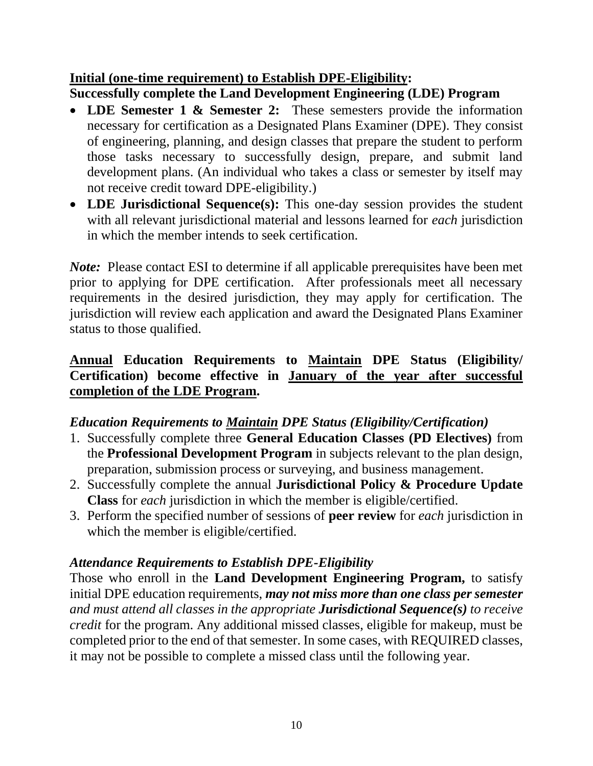**<u>Initial (one-time requirement) to Establish DPE-Eligibility</u>:**
**Successfully complete the Land Development Engineering (LDE) Program**

- **LDE Semester 1 & Semester 2:** These semesters provide the information necessary for certification as a Designated Plans Examiner (DPE). They consist of engineering, planning, and design classes that prepare the student to perform those tasks necessary to successfully design, prepare, and submit land development plans. (An individual who takes a class or semester by itself may not receive credit toward DPE-eligibility.)
- **LDE Jurisdictional Sequence(s):** This one-day session provides the student with all relevant jurisdictional material and lessons learned for *each* jurisdiction in which the member intends to seek certification.

***Note:*** Please contact ESI to determine if all applicable prerequisites have been met prior to applying for DPE certification. After professionals meet all necessary requirements in the desired jurisdiction, they may apply for certification. The jurisdiction will review each application and award the Designated Plans Examiner status to those qualified.

**<u>Annual</u> Education Requirements to <u>Maintain</u> DPE Status (Eligibility/ Certification) become effective in <u>January of the year after successful completion of the LDE Program</u>.**

### *Education Requirements to <u>Maintain</u> DPE Status (Eligibility/Certification)*

1. Successfully complete three **General Education Classes (PD Electives)** from the **Professional Development Program** in subjects relevant to the plan design, preparation, submission process or surveying, and business management.
2. Successfully complete the annual **Jurisdictional Policy & Procedure Update Class** for *each* jurisdiction in which the member is eligible/certified.
3. Perform the specified number of sessions of **peer review** for *each* jurisdiction in which the member is eligible/certified.

### *Attendance Requirements to Establish DPE-Eligibility*

Those who enroll in the **Land Development Engineering Program,** to satisfy initial DPE education requirements, ***may not miss more than one class per semester*** *and must attend all classes in the appropriate **Jurisdictional Sequence(s)** to receive credit* for the program. Any additional missed classes, eligible for makeup, must be completed prior to the end of that semester. In some cases, with REQUIRED classes, it may not be possible to complete a missed class until the following year.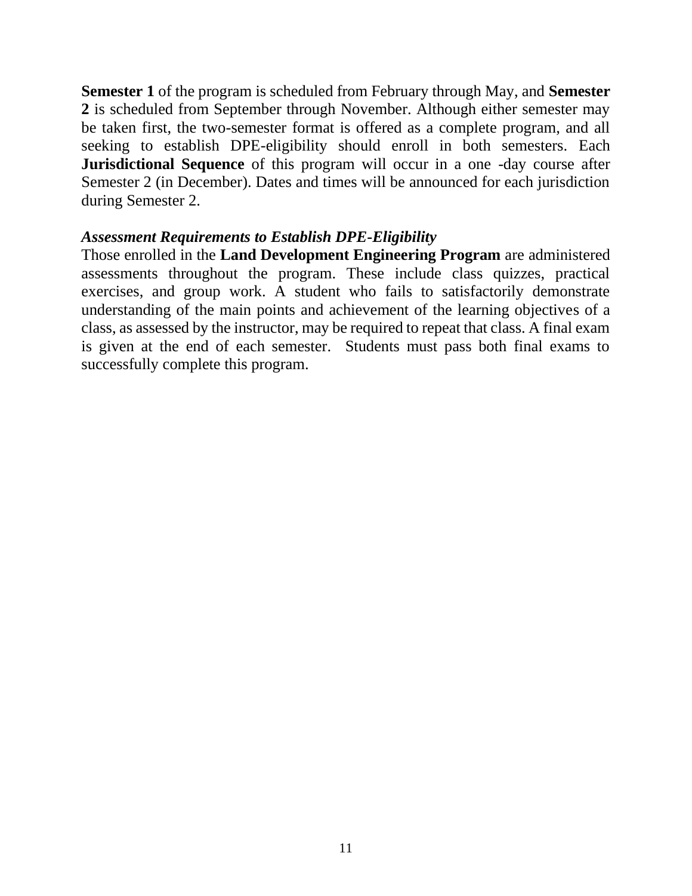**Semester 1** of the program is scheduled from February through May, and **Semester 2** is scheduled from September through November. Although either semester may be taken first, the two-semester format is offered as a complete program, and all seeking to establish DPE-eligibility should enroll in both semesters. Each **Jurisdictional Sequence** of this program will occur in a one -day course after Semester 2 (in December). Dates and times will be announced for each jurisdiction during Semester 2.

***Assessment Requirements to Establish DPE-Eligibility***

Those enrolled in the **Land Development Engineering Program** are administered assessments throughout the program. These include class quizzes, practical exercises, and group work. A student who fails to satisfactorily demonstrate understanding of the main points and achievement of the learning objectives of a class, as assessed by the instructor, may be required to repeat that class. A final exam is given at the end of each semester. Students must pass both final exams to successfully complete this program.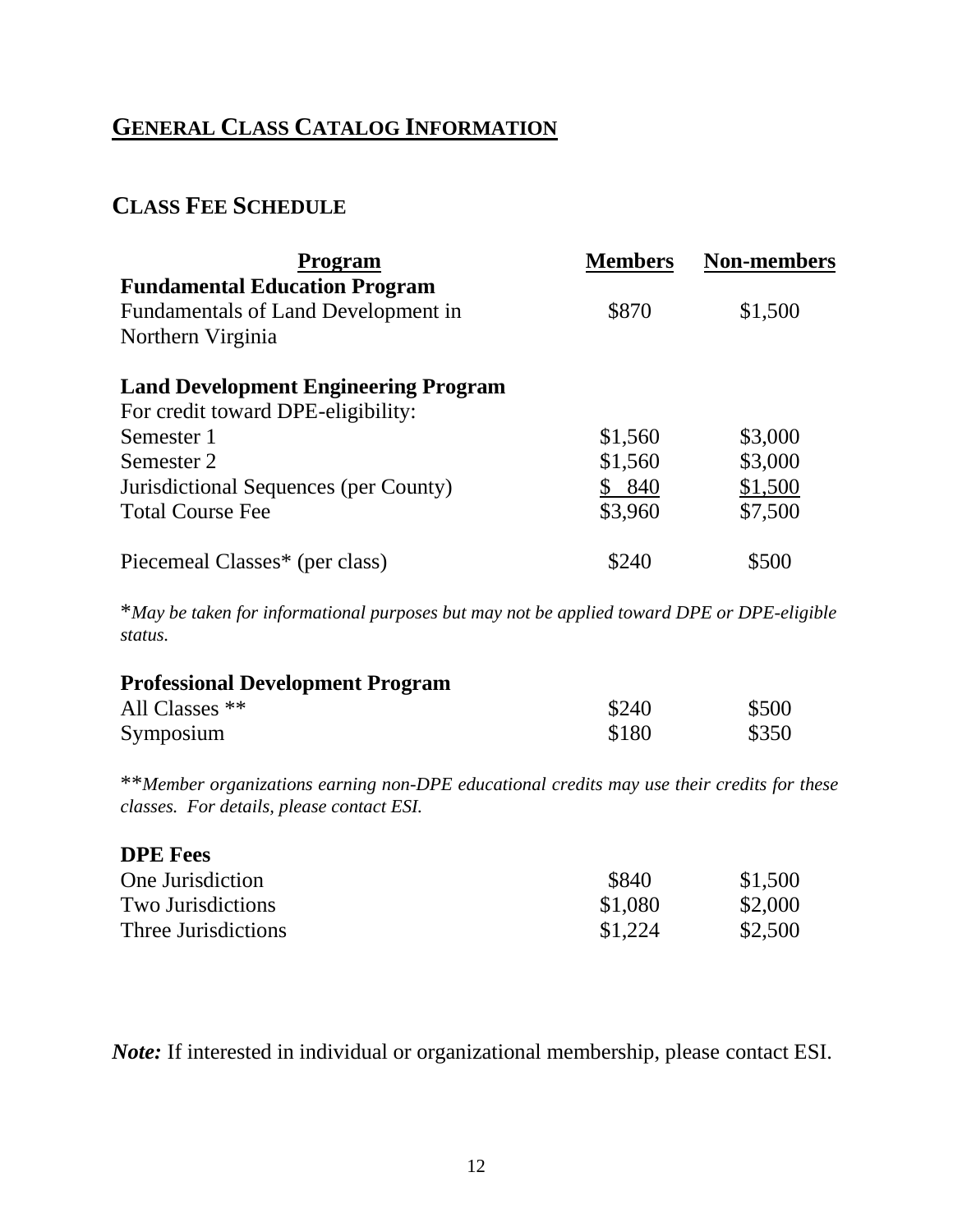## GENERAL CLASS CATALOG INFORMATION

### CLASS FEE SCHEDULE

| Program | Members | Non-members |
|---|---|---|
| **Fundamental Education Program** | | |
| Fundamentals of Land Development in Northern Virginia | \$870 | \$1,500 |
| **Land Development Engineering Program** | | |
| For credit toward DPE-eligibility: | | |
| Semester 1 | \$1,560 | \$3,000 |
| Semester 2 | \$1,560 | \$3,000 |
| Jurisdictional Sequences (per County) | \$ 840 | \$1,500 |
| Total Course Fee | \$3,960 | \$7,500 |
| Piecemeal Classes* (per class) | \$240 | \$500 |

**May be taken for informational purposes but may not be applied toward DPE or DPE-eligible status.*

| Professional Development Program | Members | Non-members |
|---|---|---|
| All Classes ** | \$240 | \$500 |
| Symposium | \$180 | \$350 |

***Member organizations earning non-DPE educational credits may use their credits for these classes. For details, please contact ESI.*

| DPE Fees | Members | Non-members |
|---|---|---|
| One Jurisdiction | \$840 | \$1,500 |
| Two Jurisdictions | \$1,080 | \$2,000 |
| Three Jurisdictions | \$1,224 | \$2,500 |

***Note:*** If interested in individual or organizational membership, please contact ESI.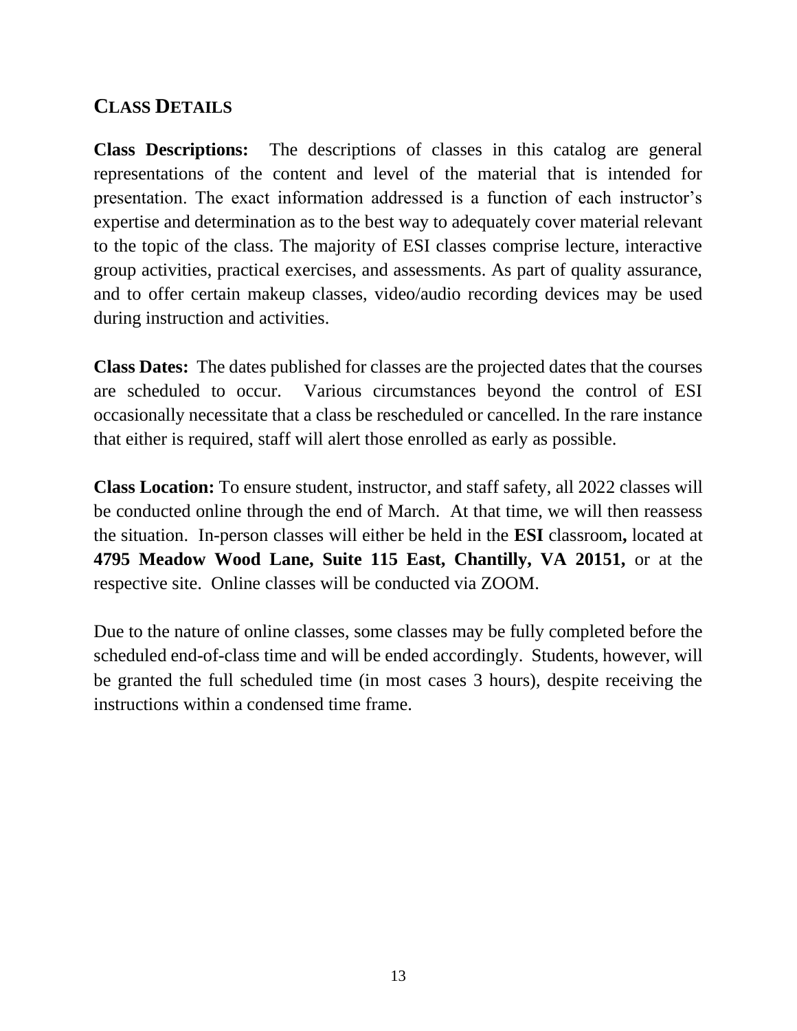## CLASS DETAILS

**Class Descriptions:** The descriptions of classes in this catalog are general representations of the content and level of the material that is intended for presentation. The exact information addressed is a function of each instructor's expertise and determination as to the best way to adequately cover material relevant to the topic of the class. The majority of ESI classes comprise lecture, interactive group activities, practical exercises, and assessments. As part of quality assurance, and to offer certain makeup classes, video/audio recording devices may be used during instruction and activities.

**Class Dates:** The dates published for classes are the projected dates that the courses are scheduled to occur. Various circumstances beyond the control of ESI occasionally necessitate that a class be rescheduled or cancelled. In the rare instance that either is required, staff will alert those enrolled as early as possible.

**Class Location:** To ensure student, instructor, and staff safety, all 2022 classes will be conducted online through the end of March. At that time, we will then reassess the situation. In-person classes will either be held in the **ESI** classroom**,** located at **4795 Meadow Wood Lane, Suite 115 East, Chantilly, VA 20151,** or at the respective site. Online classes will be conducted via ZOOM.

Due to the nature of online classes, some classes may be fully completed before the scheduled end-of-class time and will be ended accordingly. Students, however, will be granted the full scheduled time (in most cases 3 hours), despite receiving the instructions within a condensed time frame.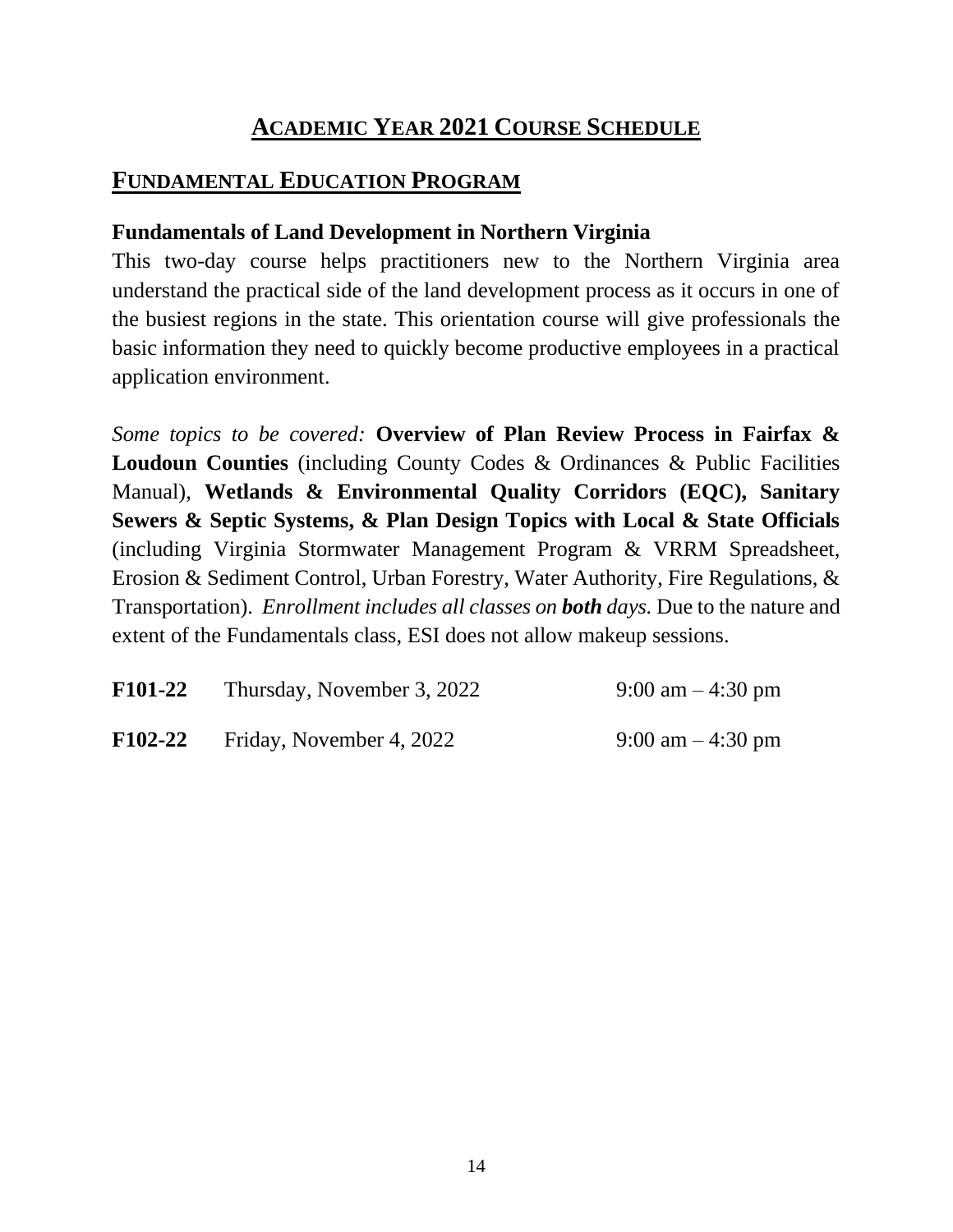# ACADEMIC YEAR 2021 COURSE SCHEDULE

## FUNDAMENTAL EDUCATION PROGRAM

### Fundamentals of Land Development in Northern Virginia

This two-day course helps practitioners new to the Northern Virginia area understand the practical side of the land development process as it occurs in one of the busiest regions in the state. This orientation course will give professionals the basic information they need to quickly become productive employees in a practical application environment.

*Some topics to be covered:* **Overview of Plan Review Process in Fairfax & Loudoun Counties** (including County Codes & Ordinances & Public Facilities Manual), **Wetlands & Environmental Quality Corridors (EQC), Sanitary Sewers & Septic Systems, & Plan Design Topics with Local & State Officials** (including Virginia Stormwater Management Program & VRRM Spreadsheet, Erosion & Sediment Control, Urban Forestry, Water Authority, Fire Regulations, & Transportation). *Enrollment includes all classes on* ***both*** *days.* Due to the nature and extent of the Fundamentals class, ESI does not allow makeup sessions.

| | | |
|---|---|---|
| **F101-22** | Thursday, November 3, 2022 | 9:00 am – 4:30 pm |
| **F102-22** | Friday, November 4, 2022 | 9:00 am – 4:30 pm |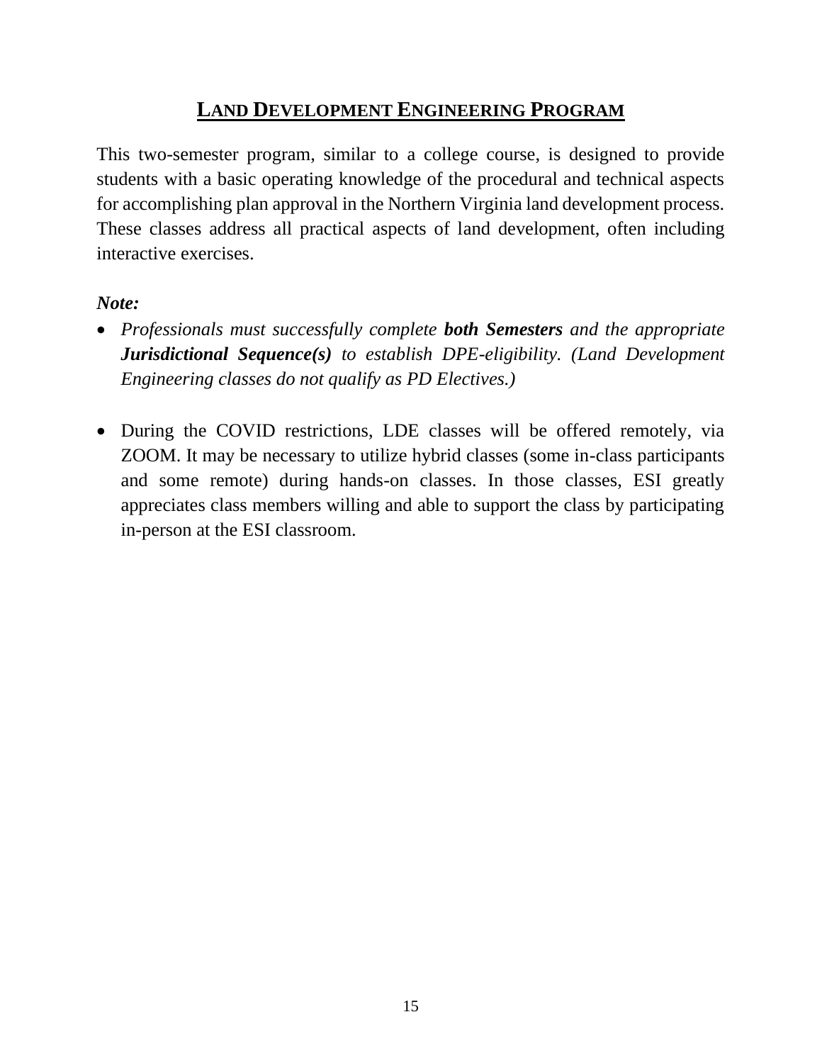# LAND DEVELOPMENT ENGINEERING PROGRAM

This two-semester program, similar to a college course, is designed to provide students with a basic operating knowledge of the procedural and technical aspects for accomplishing plan approval in the Northern Virginia land development process. These classes address all practical aspects of land development, often including interactive exercises.

***Note:***

- *Professionals must successfully complete **both Semesters** and the appropriate **Jurisdictional Sequence(s)** to establish DPE-eligibility. (Land Development Engineering classes do not qualify as PD Electives.)*
- During the COVID restrictions, LDE classes will be offered remotely, via ZOOM. It may be necessary to utilize hybrid classes (some in-class participants and some remote) during hands-on classes. In those classes, ESI greatly appreciates class members willing and able to support the class by participating in-person at the ESI classroom.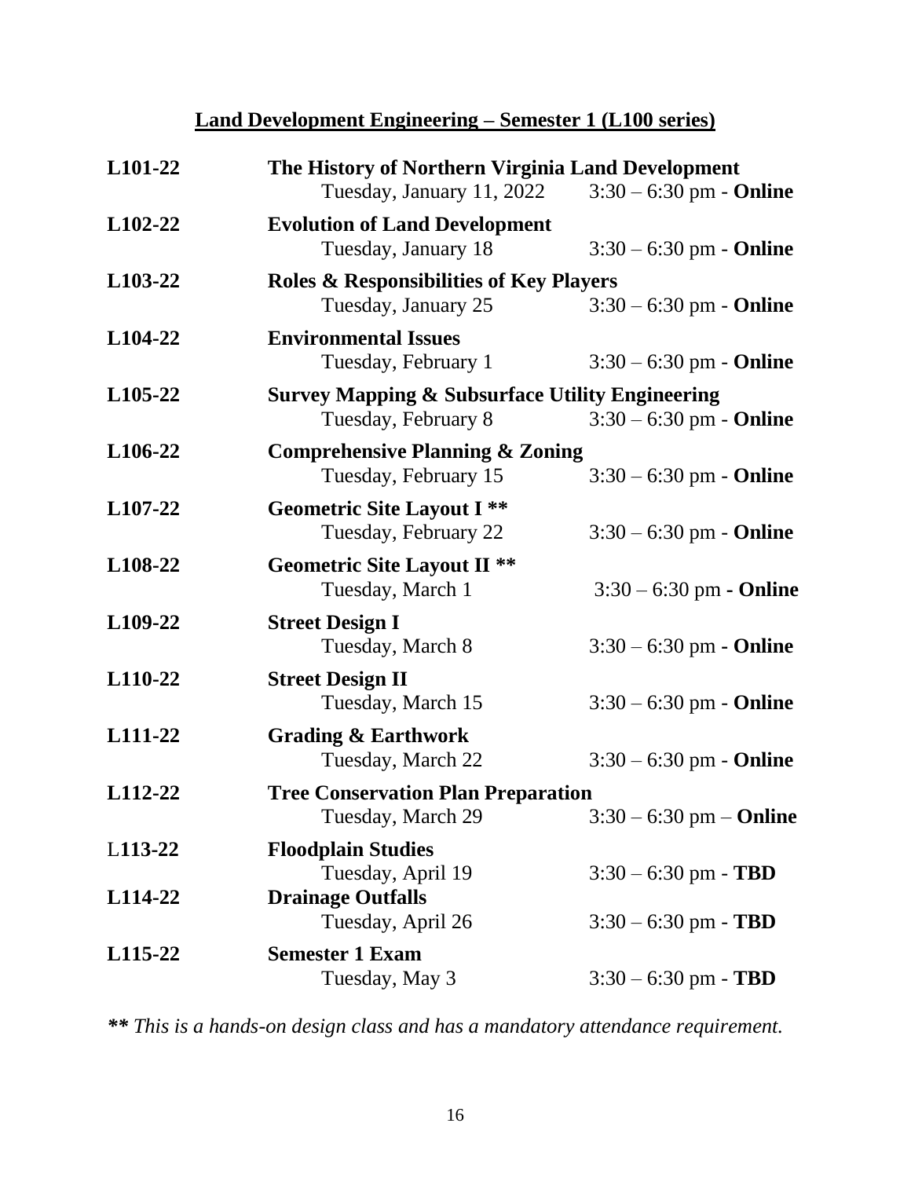## Land Development Engineering – Semester 1 (L100 series)

| | | |
|---|---|---|
| **L101-22** | **The History of Northern Virginia Land Development** | |
| | Tuesday, January 11, 2022 | 3:30 – 6:30 pm - **Online** |
| **L102-22** | **Evolution of Land Development** | |
| | Tuesday, January 18 | 3:30 – 6:30 pm - **Online** |
| **L103-22** | **Roles & Responsibilities of Key Players** | |
| | Tuesday, January 25 | 3:30 – 6:30 pm - **Online** |
| **L104-22** | **Environmental Issues** | |
| | Tuesday, February 1 | 3:30 – 6:30 pm - **Online** |
| **L105-22** | **Survey Mapping & Subsurface Utility Engineering** | |
| | Tuesday, February 8 | 3:30 – 6:30 pm - **Online** |
| **L106-22** | **Comprehensive Planning & Zoning** | |
| | Tuesday, February 15 | 3:30 – 6:30 pm - **Online** |
| **L107-22** | **Geometric Site Layout I **** | |
| | Tuesday, February 22 | 3:30 – 6:30 pm - **Online** |
| **L108-22** | **Geometric Site Layout II **** | |
| | Tuesday, March 1 | 3:30 – 6:30 pm **- Online** |
| **L109-22** | **Street Design I** | |
| | Tuesday, March 8 | 3:30 – 6:30 pm **- Online** |
| **L110-22** | **Street Design II** | |
| | Tuesday, March 15 | 3:30 – 6:30 pm - **Online** |
| **L111-22** | **Grading & Earthwork** | |
| | Tuesday, March 22 | 3:30 – 6:30 pm - **Online** |
| **L112-22** | **Tree Conservation Plan Preparation** | |
| | Tuesday, March 29 | 3:30 – 6:30 pm – **Online** |
| L**113-22** | **Floodplain Studies** | |
| | Tuesday, April 19 | 3:30 – 6:30 pm - **TBD** |
| **L114-22** | **Drainage Outfalls** | |
| | Tuesday, April 26 | 3:30 – 6:30 pm - **TBD** |
| **L115-22** | **Semester 1 Exam** | |
| | Tuesday, May 3 | 3:30 – 6:30 pm - **TBD** |

*** This is a hands-on design class and has a mandatory attendance requirement.*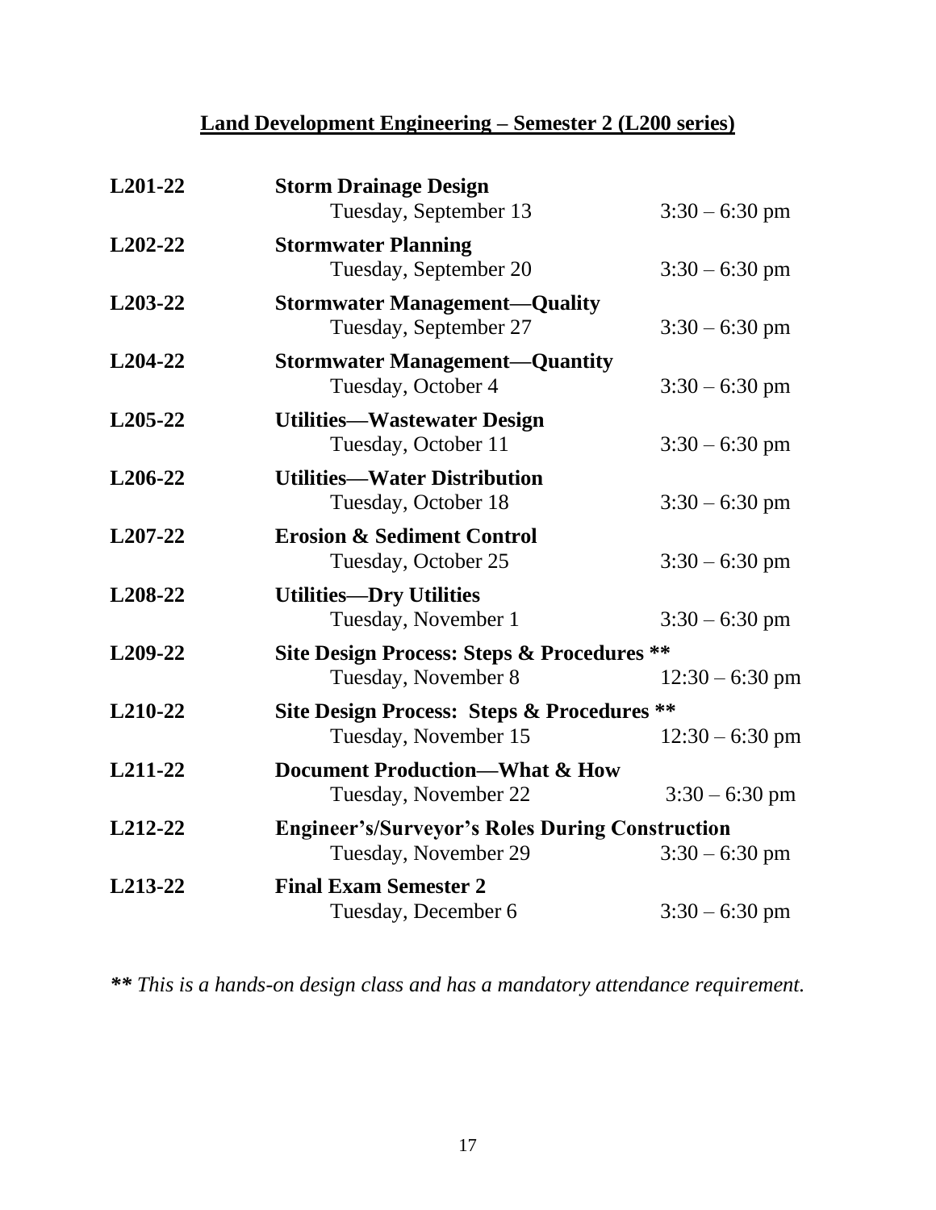## Land Development Engineering – Semester 2 (L200 series)

| | | |
|---|---|---|
| **L201-22** | **Storm Drainage Design**<br>Tuesday, September 13 | 3:30 – 6:30 pm |
| **L202-22** | **Stormwater Planning**<br>Tuesday, September 20 | 3:30 – 6:30 pm |
| **L203-22** | **Stormwater Management—Quality**<br>Tuesday, September 27 | 3:30 – 6:30 pm |
| **L204-22** | **Stormwater Management—Quantity**<br>Tuesday, October 4 | 3:30 – 6:30 pm |
| **L205-22** | **Utilities—Wastewater Design**<br>Tuesday, October 11 | 3:30 – 6:30 pm |
| **L206-22** | **Utilities—Water Distribution**<br>Tuesday, October 18 | 3:30 – 6:30 pm |
| **L207-22** | **Erosion & Sediment Control**<br>Tuesday, October 25 | 3:30 – 6:30 pm |
| **L208-22** | **Utilities—Dry Utilities**<br>Tuesday, November 1 | 3:30 – 6:30 pm |
| **L209-22** | **Site Design Process: Steps & Procedures \*\***<br>Tuesday, November 8 | 12:30 – 6:30 pm |
| **L210-22** | **Site Design Process: Steps & Procedures \*\***<br>Tuesday, November 15 | 12:30 – 6:30 pm |
| **L211-22** | **Document Production—What & How**<br>Tuesday, November 22 | 3:30 – 6:30 pm |
| **L212-22** | **Engineer's/Surveyor's Roles During Construction**<br>Tuesday, November 29 | 3:30 – 6:30 pm |
| **L213-22** | **Final Exam Semester 2**<br>Tuesday, December 6 | 3:30 – 6:30 pm |

*\*\* This is a hands-on design class and has a mandatory attendance requirement.*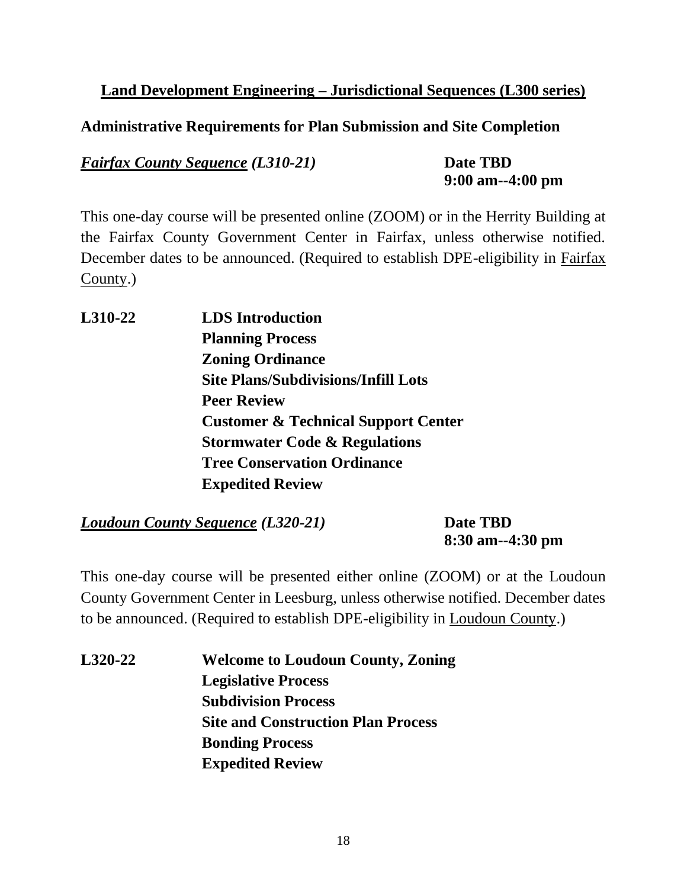## Land Development Engineering – Jurisdictional Sequences (L300 series)

### Administrative Requirements for Plan Submission and Site Completion

***Fairfax County Sequence* (L310-21)** **Date TBD**
**9:00 am--4:00 pm**

This one-day course will be presented online (ZOOM) or in the Herrity Building at the Fairfax County Government Center in Fairfax, unless otherwise notified. December dates to be announced. (Required to establish DPE-eligibility in Fairfax County.)

**L310-22**
- **LDS Introduction**
- **Planning Process**
- **Zoning Ordinance**
- **Site Plans/Subdivisions/Infill Lots**
- **Peer Review**
- **Customer & Technical Support Center**
- **Stormwater Code & Regulations**
- **Tree Conservation Ordinance**
- **Expedited Review**

***Loudoun County Sequence* (L320-21)** **Date TBD**
**8:30 am--4:30 pm**

This one-day course will be presented either online (ZOOM) or at the Loudoun County Government Center in Leesburg, unless otherwise notified. December dates to be announced. (Required to establish DPE-eligibility in Loudoun County.)

**L320-22**
- **Welcome to Loudoun County, Zoning**
- **Legislative Process**
- **Subdivision Process**
- **Site and Construction Plan Process**
- **Bonding Process**
- **Expedited Review**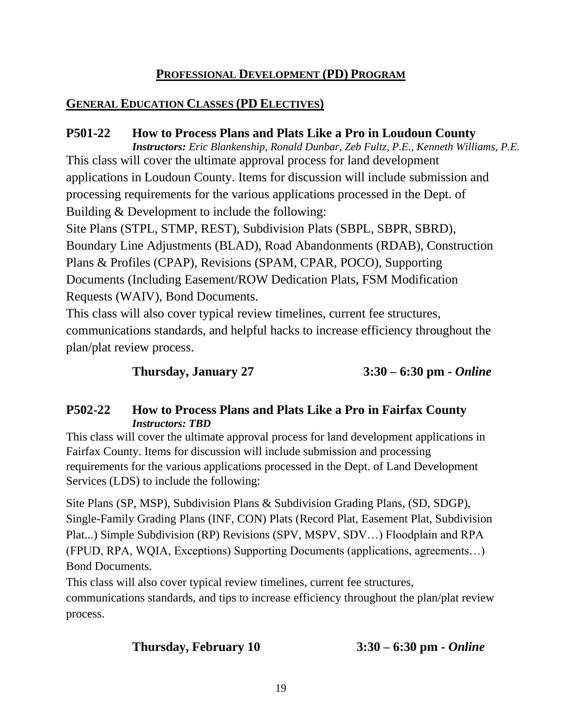## PROFESSIONAL DEVELOPMENT (PD) PROGRAM

### GENERAL EDUCATION CLASSES (PD ELECTIVES)

### P501-22 How to Process Plans and Plats Like a Pro in Loudoun County

***Instructors:*** *Eric Blankenship, Ronald Dunbar, Zeb Fultz, P.E., Kenneth Williams, P.E.*

This class will cover the ultimate approval process for land development applications in Loudoun County. Items for discussion will include submission and processing requirements for the various applications processed in the Dept. of Building & Development to include the following:

Site Plans (STPL, STMP, REST), Subdivision Plats (SBPL, SBPR, SBRD), Boundary Line Adjustments (BLAD), Road Abandonments (RDAB), Construction Plans & Profiles (CPAP), Revisions (SPAM, CPAR, POCO), Supporting Documents (Including Easement/ROW Dedication Plats, FSM Modification Requests (WAIV), Bond Documents.

This class will also cover typical review timelines, current fee structures, communications standards, and helpful hacks to increase efficiency throughout the plan/plat review process.

**Thursday, January 27** **3:30 – 6:30 pm -** ***Online***

### P502-22 How to Process Plans and Plats Like a Pro in Fairfax County

***Instructors: TBD***

This class will cover the ultimate approval process for land development applications in Fairfax County. Items for discussion will include submission and processing requirements for the various applications processed in the Dept. of Land Development Services (LDS) to include the following:

Site Plans (SP, MSP), Subdivision Plans & Subdivision Grading Plans, (SD, SDGP), Single-Family Grading Plans (INF, CON) Plats (Record Plat, Easement Plat, Subdivision Plat...) Simple Subdivision (RP) Revisions (SPV, MSPV, SDV…) Floodplain and RPA (FPUD, RPA, WQIA, Exceptions) Supporting Documents (applications, agreements…) Bond Documents.

This class will also cover typical review timelines, current fee structures, communications standards, and tips to increase efficiency throughout the plan/plat review process.

**Thursday, February 10** **3:30 – 6:30 pm -** ***Online***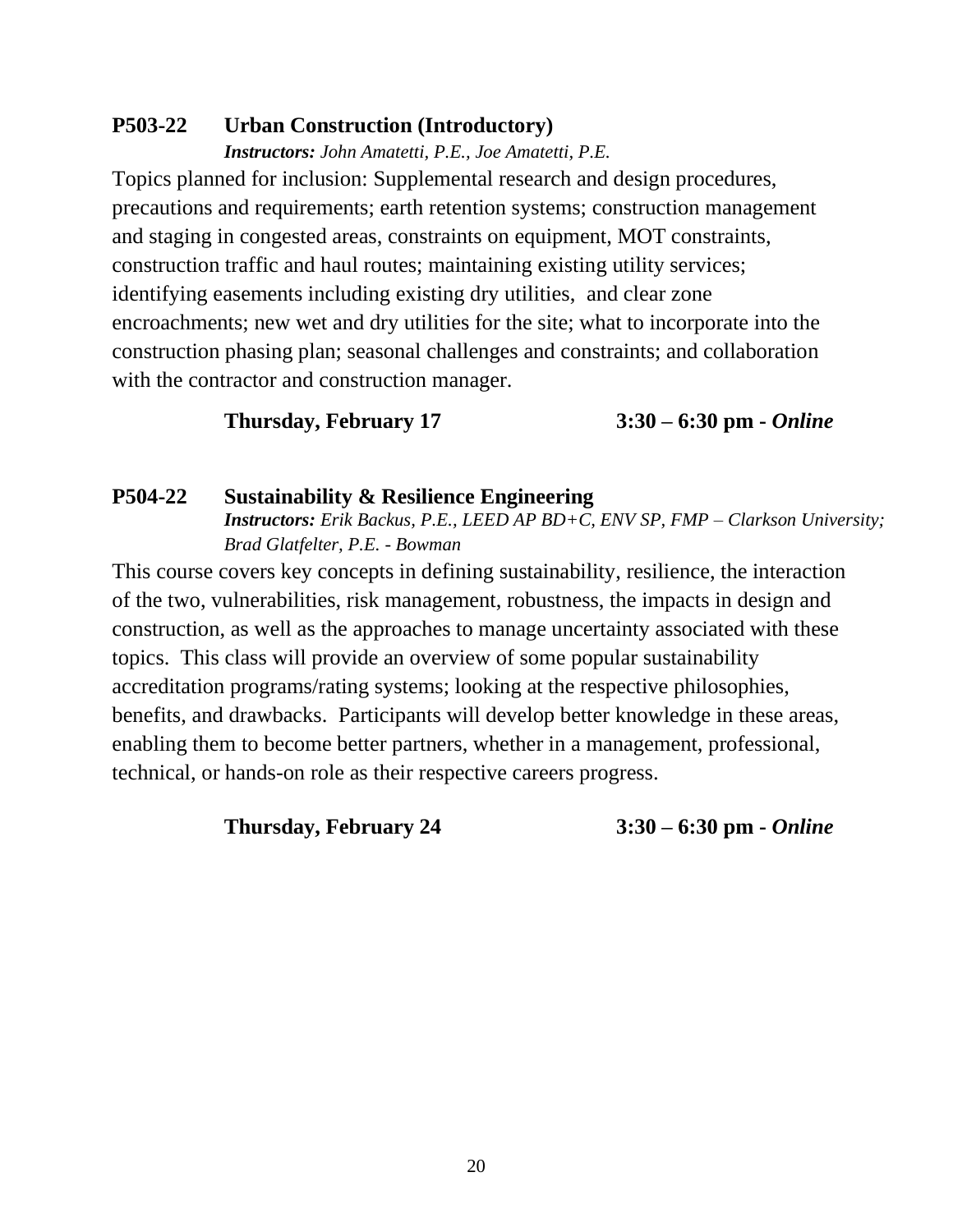### P503-22 Urban Construction (Introductory)

***Instructors:*** *John Amatetti, P.E., Joe Amatetti, P.E.*

Topics planned for inclusion: Supplemental research and design procedures, precautions and requirements; earth retention systems; construction management and staging in congested areas, constraints on equipment, MOT constraints, construction traffic and haul routes; maintaining existing utility services; identifying easements including existing dry utilities, and clear zone encroachments; new wet and dry utilities for the site; what to incorporate into the construction phasing plan; seasonal challenges and constraints; and collaboration with the contractor and construction manager.

**Thursday, February 17** **3:30 – 6:30 pm - *Online***

### P504-22 Sustainability & Resilience Engineering

***Instructors:*** *Erik Backus, P.E., LEED AP BD+C, ENV SP, FMP – Clarkson University; Brad Glatfelter, P.E. - Bowman*

This course covers key concepts in defining sustainability, resilience, the interaction of the two, vulnerabilities, risk management, robustness, the impacts in design and construction, as well as the approaches to manage uncertainty associated with these topics. This class will provide an overview of some popular sustainability accreditation programs/rating systems; looking at the respective philosophies, benefits, and drawbacks. Participants will develop better knowledge in these areas, enabling them to become better partners, whether in a management, professional, technical, or hands-on role as their respective careers progress.

**Thursday, February 24** **3:30 – 6:30 pm - *Online***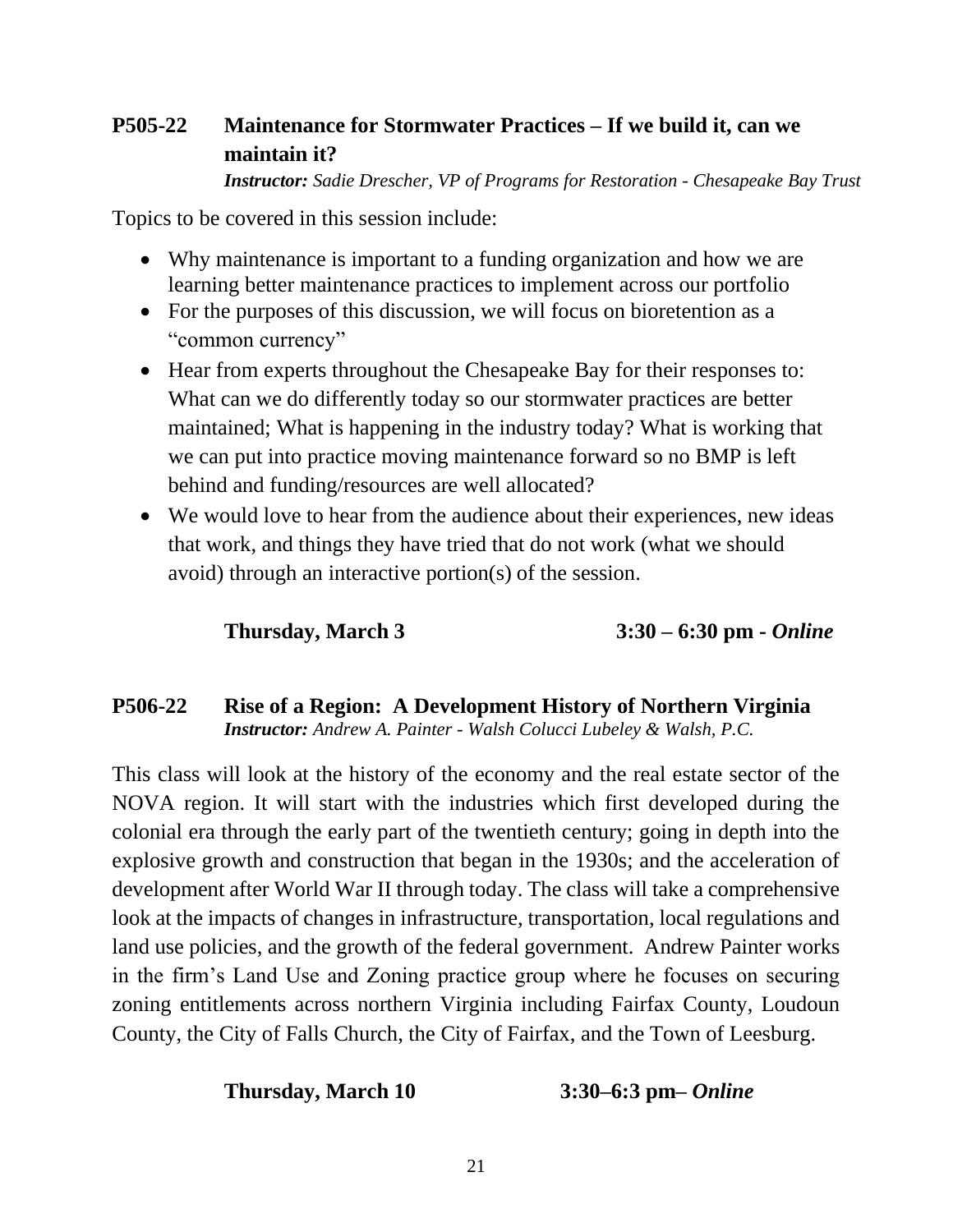### P505-22 Maintenance for Stormwater Practices – If we build it, can we maintain it?

***Instructor:*** *Sadie Drescher, VP of Programs for Restoration - Chesapeake Bay Trust*

Topics to be covered in this session include:

- Why maintenance is important to a funding organization and how we are learning better maintenance practices to implement across our portfolio
- For the purposes of this discussion, we will focus on bioretention as a "common currency"
- Hear from experts throughout the Chesapeake Bay for their responses to: What can we do differently today so our stormwater practices are better maintained; What is happening in the industry today? What is working that we can put into practice moving maintenance forward so no BMP is left behind and funding/resources are well allocated?
- We would love to hear from the audience about their experiences, new ideas that work, and things they have tried that do not work (what we should avoid) through an interactive portion(s) of the session.

**Thursday, March 3** **3:30 – 6:30 pm -** ***Online***

### P506-22 Rise of a Region: A Development History of Northern Virginia

***Instructor:*** *Andrew A. Painter - Walsh Colucci Lubeley & Walsh, P.C.*

This class will look at the history of the economy and the real estate sector of the NOVA region. It will start with the industries which first developed during the colonial era through the early part of the twentieth century; going in depth into the explosive growth and construction that began in the 1930s; and the acceleration of development after World War II through today. The class will take a comprehensive look at the impacts of changes in infrastructure, transportation, local regulations and land use policies, and the growth of the federal government. Andrew Painter works in the firm's Land Use and Zoning practice group where he focuses on securing zoning entitlements across northern Virginia including Fairfax County, Loudoun County, the City of Falls Church, the City of Fairfax, and the Town of Leesburg.

**Thursday, March 10** **3:30–6:3 pm–** ***Online***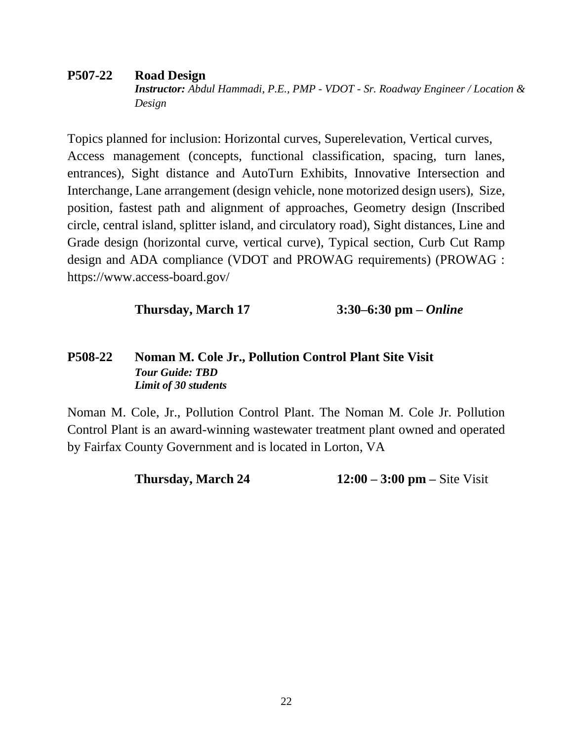### P507-22 Road Design

***Instructor:*** *Abdul Hammadi, P.E., PMP - VDOT - Sr. Roadway Engineer / Location & Design*

Topics planned for inclusion: Horizontal curves, Superelevation, Vertical curves, Access management (concepts, functional classification, spacing, turn lanes, entrances), Sight distance and AutoTurn Exhibits, Innovative Intersection and Interchange, Lane arrangement (design vehicle, none motorized design users), Size, position, fastest path and alignment of approaches, Geometry design (Inscribed circle, central island, splitter island, and circulatory road), Sight distances, Line and Grade design (horizontal curve, vertical curve), Typical section, Curb Cut Ramp design and ADA compliance (VDOT and PROWAG requirements) (PROWAG : https://www.access-board.gov/

**Thursday, March 17** **3:30–6:30 pm –** ***Online***

### P508-22 Noman M. Cole Jr., Pollution Control Plant Site Visit

***Tour Guide: TBD***
***Limit of 30 students***

Noman M. Cole, Jr., Pollution Control Plant. The Noman M. Cole Jr. Pollution Control Plant is an award-winning wastewater treatment plant owned and operated by Fairfax County Government and is located in Lorton, VA

**Thursday, March 24** **12:00 – 3:00 pm –** Site Visit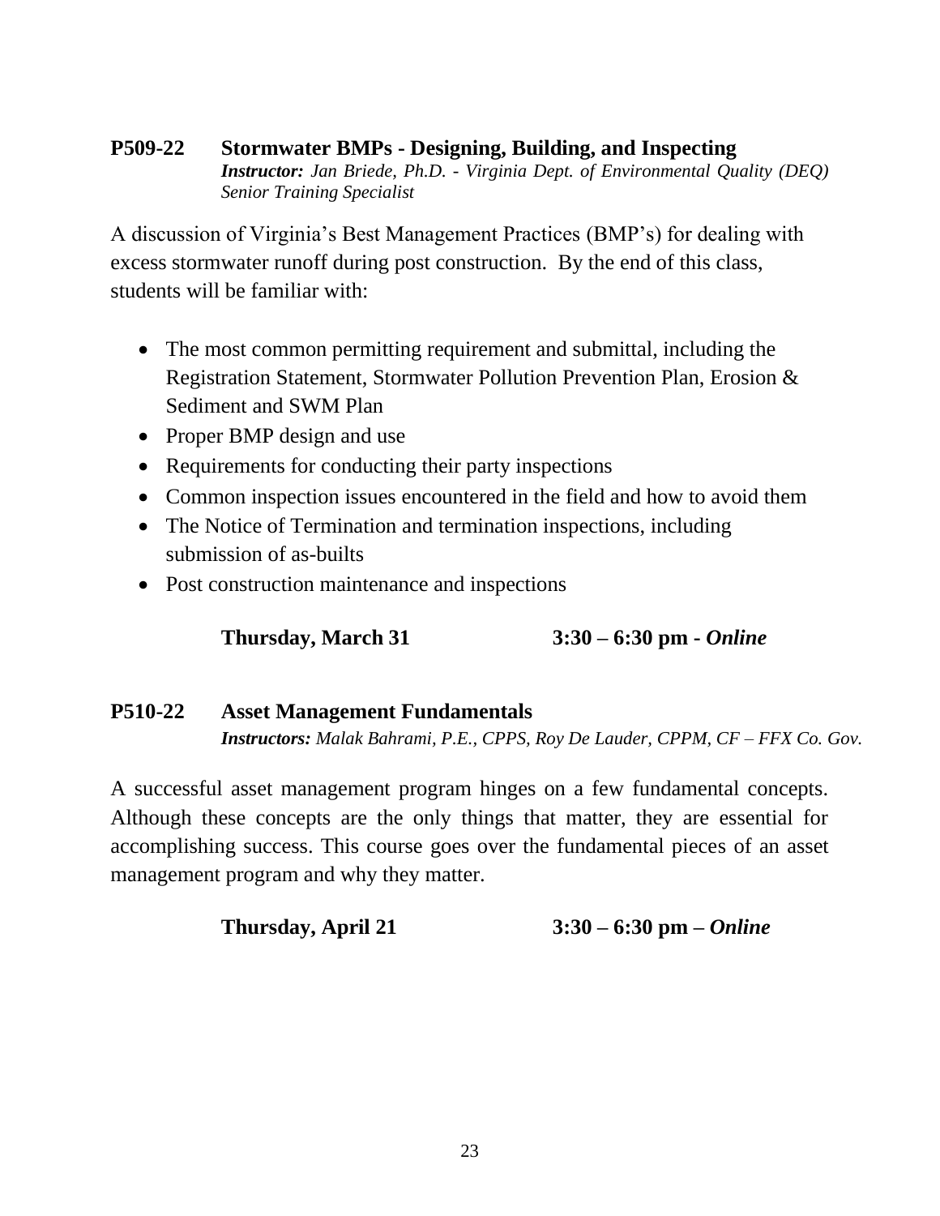## P509-22 Stormwater BMPs - Designing, Building, and Inspecting

***Instructor:*** *Jan Briede, Ph.D. - Virginia Dept. of Environmental Quality (DEQ) Senior Training Specialist*

A discussion of Virginia's Best Management Practices (BMP's) for dealing with excess stormwater runoff during post construction. By the end of this class, students will be familiar with:

- The most common permitting requirement and submittal, including the Registration Statement, Stormwater Pollution Prevention Plan, Erosion & Sediment and SWM Plan
- Proper BMP design and use
- Requirements for conducting their party inspections
- Common inspection issues encountered in the field and how to avoid them
- The Notice of Termination and termination inspections, including submission of as-builts
- Post construction maintenance and inspections

**Thursday, March 31 3:30 – 6:30 pm -** ***Online***

## P510-22 Asset Management Fundamentals

***Instructors:*** *Malak Bahrami, P.E., CPPS, Roy De Lauder, CPPM, CF – FFX Co. Gov.*

A successful asset management program hinges on a few fundamental concepts. Although these concepts are the only things that matter, they are essential for accomplishing success. This course goes over the fundamental pieces of an asset management program and why they matter.

**Thursday, April 21 3:30 – 6:30 pm –** ***Online***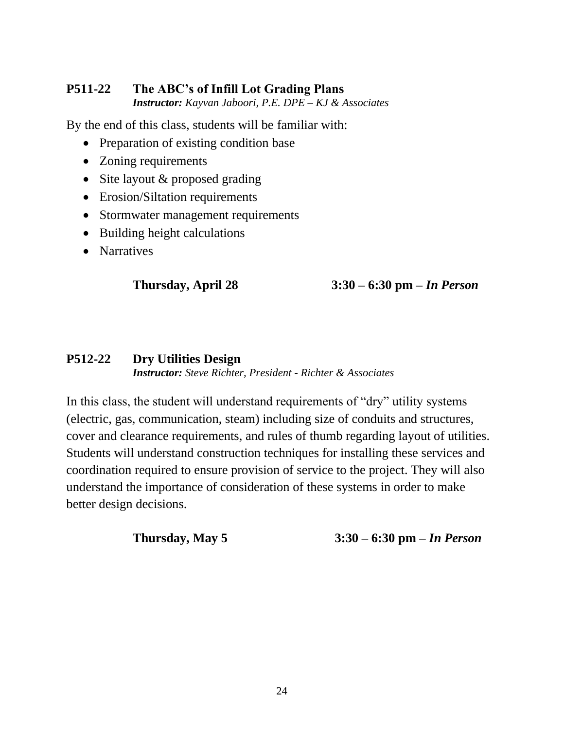### P511-22 The ABC's of Infill Lot Grading Plans

***Instructor:*** *Kayvan Jaboori, P.E. DPE – KJ & Associates*

By the end of this class, students will be familiar with:

- Preparation of existing condition base
- Zoning requirements
- Site layout & proposed grading
- Erosion/Siltation requirements
- Stormwater management requirements
- Building height calculations
- Narratives

**Thursday, April 28** **3:30 – 6:30 pm –** ***In Person***

### P512-22 Dry Utilities Design

***Instructor:*** *Steve Richter, President - Richter & Associates*

In this class, the student will understand requirements of "dry" utility systems (electric, gas, communication, steam) including size of conduits and structures, cover and clearance requirements, and rules of thumb regarding layout of utilities. Students will understand construction techniques for installing these services and coordination required to ensure provision of service to the project. They will also understand the importance of consideration of these systems in order to make better design decisions.

**Thursday, May 5** **3:30 – 6:30 pm –** ***In Person***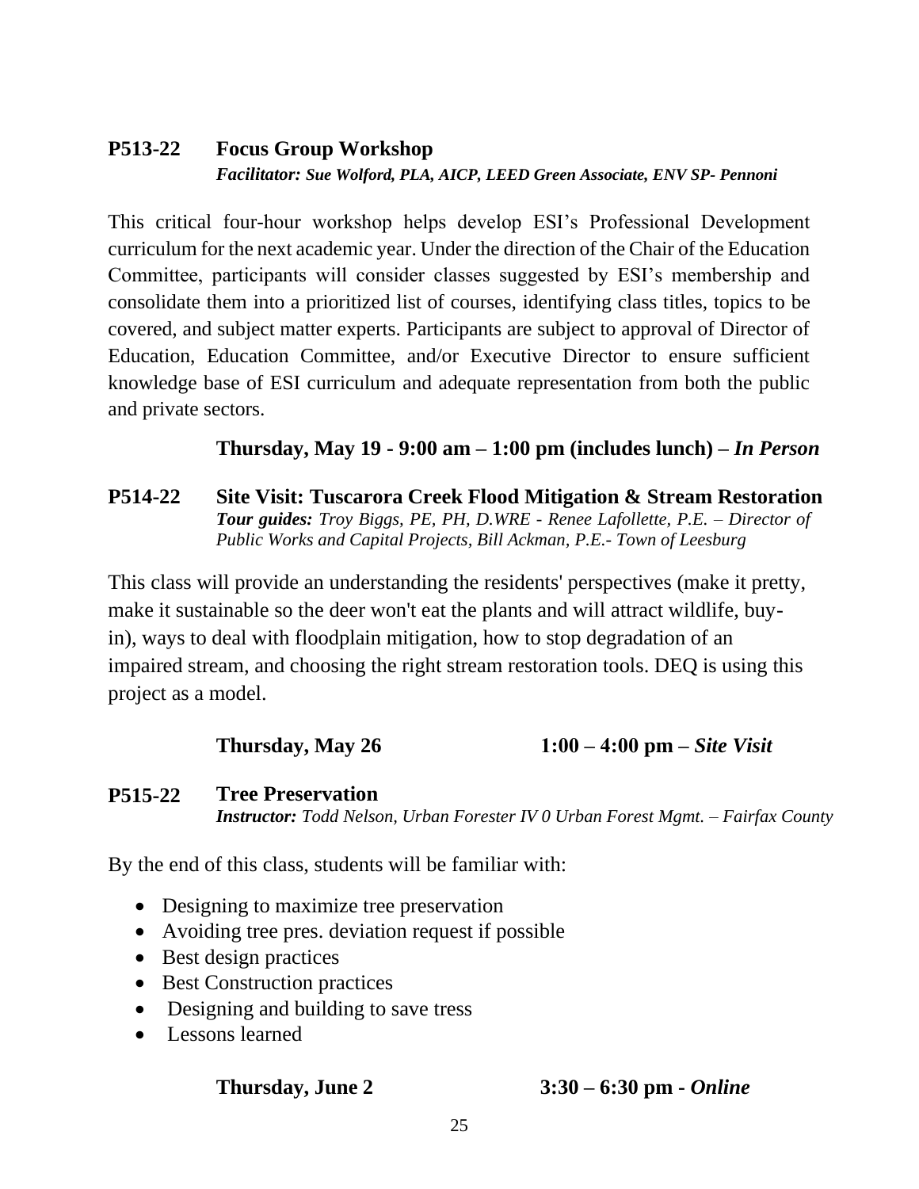### P513-22 Focus Group Workshop

***Facilitator:*** *Sue Wolford, PLA, AICP, LEED Green Associate, ENV SP- Pennoni*

This critical four-hour workshop helps develop ESI's Professional Development curriculum for the next academic year. Under the direction of the Chair of the Education Committee, participants will consider classes suggested by ESI's membership and consolidate them into a prioritized list of courses, identifying class titles, topics to be covered, and subject matter experts. Participants are subject to approval of Director of Education, Education Committee, and/or Executive Director to ensure sufficient knowledge base of ESI curriculum and adequate representation from both the public and private sectors.

**Thursday, May 19 - 9:00 am – 1:00 pm (includes lunch) – *In Person***

### P514-22 Site Visit: Tuscarora Creek Flood Mitigation & Stream Restoration

***Tour guides:*** *Troy Biggs, PE, PH, D.WRE - Renee Lafollette, P.E. – Director of Public Works and Capital Projects, Bill Ackman, P.E.- Town of Leesburg*

This class will provide an understanding the residents' perspectives (make it pretty, make it sustainable so the deer won't eat the plants and will attract wildlife, buy-in), ways to deal with floodplain mitigation, how to stop degradation of an impaired stream, and choosing the right stream restoration tools. DEQ is using this project as a model.

**Thursday, May 26 1:00 – 4:00 pm – *Site Visit***

### P515-22 Tree Preservation

***Instructor:*** *Todd Nelson, Urban Forester IV 0 Urban Forest Mgmt. – Fairfax County*

By the end of this class, students will be familiar with:

- Designing to maximize tree preservation
- Avoiding tree pres. deviation request if possible
- Best design practices
- Best Construction practices
- Designing and building to save tress
- Lessons learned

**Thursday, June 2 3:30 – 6:30 pm - *Online***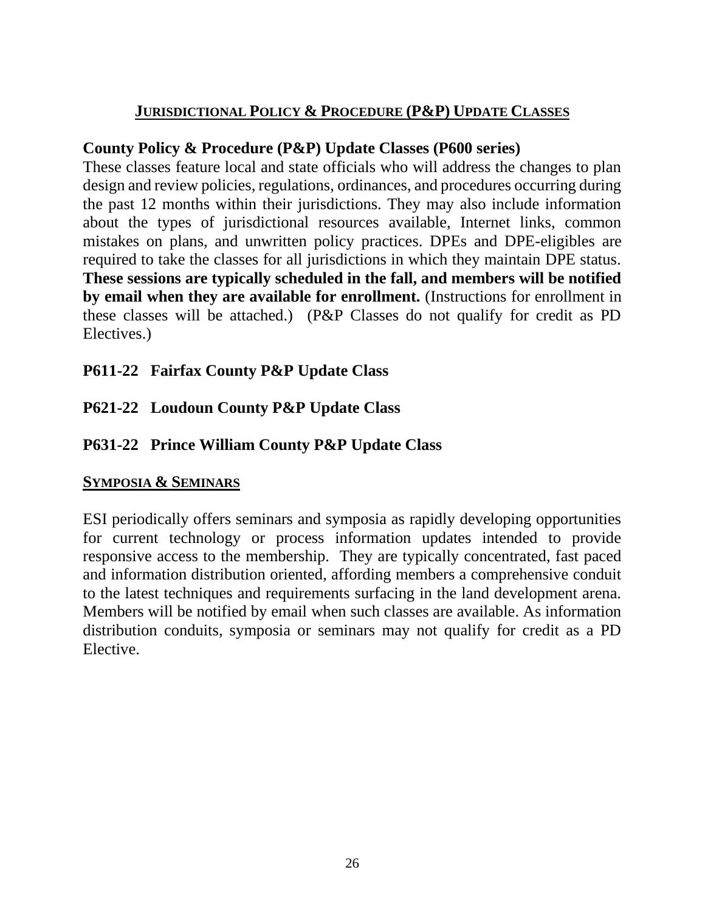## JURISDICTIONAL POLICY & PROCEDURE (P&P) UPDATE CLASSES

### County Policy & Procedure (P&P) Update Classes (P600 series)

These classes feature local and state officials who will address the changes to plan design and review policies, regulations, ordinances, and procedures occurring during the past 12 months within their jurisdictions. They may also include information about the types of jurisdictional resources available, Internet links, common mistakes on plans, and unwritten policy practices. DPEs and DPE-eligibles are required to take the classes for all jurisdictions in which they maintain DPE status. **These sessions are typically scheduled in the fall, and members will be notified by email when they are available for enrollment.** (Instructions for enrollment in these classes will be attached.) (P&P Classes do not qualify for credit as PD Electives.)

**P611-22 Fairfax County P&P Update Class**

**P621-22 Loudoun County P&P Update Class**

**P631-22 Prince William County P&P Update Class**

## SYMPOSIA & SEMINARS

ESI periodically offers seminars and symposia as rapidly developing opportunities for current technology or process information updates intended to provide responsive access to the membership. They are typically concentrated, fast paced and information distribution oriented, affording members a comprehensive conduit to the latest techniques and requirements surfacing in the land development arena. Members will be notified by email when such classes are available. As information distribution conduits, symposia or seminars may not qualify for credit as a PD Elective.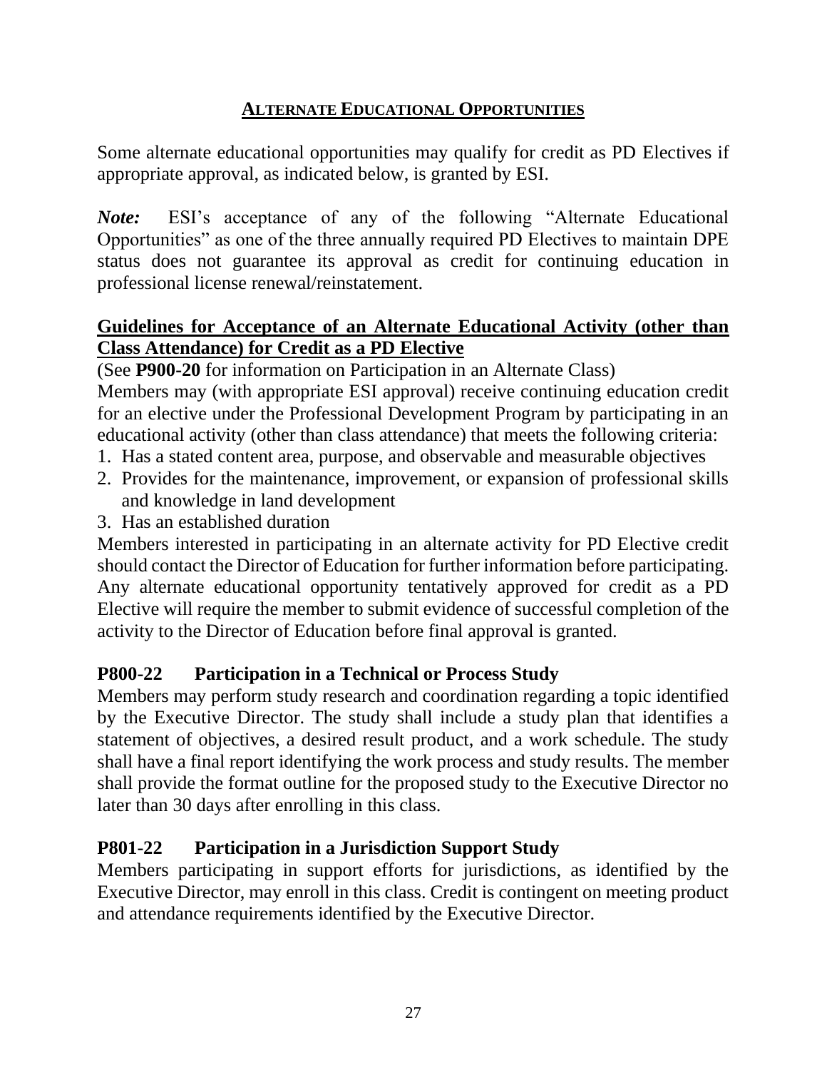## ALTERNATE EDUCATIONAL OPPORTUNITIES

Some alternate educational opportunities may qualify for credit as PD Electives if appropriate approval, as indicated below, is granted by ESI.

***Note:*** ESI's acceptance of any of the following "Alternate Educational Opportunities" as one of the three annually required PD Electives to maintain DPE status does not guarantee its approval as credit for continuing education in professional license renewal/reinstatement.

### Guidelines for Acceptance of an Alternate Educational Activity (other than Class Attendance) for Credit as a PD Elective

(See **P900-20** for information on Participation in an Alternate Class)

Members may (with appropriate ESI approval) receive continuing education credit for an elective under the Professional Development Program by participating in an educational activity (other than class attendance) that meets the following criteria:

1. Has a stated content area, purpose, and observable and measurable objectives
2. Provides for the maintenance, improvement, or expansion of professional skills and knowledge in land development
3. Has an established duration

Members interested in participating in an alternate activity for PD Elective credit should contact the Director of Education for further information before participating. Any alternate educational opportunity tentatively approved for credit as a PD Elective will require the member to submit evidence of successful completion of the activity to the Director of Education before final approval is granted.

### P800-22 Participation in a Technical or Process Study

Members may perform study research and coordination regarding a topic identified by the Executive Director. The study shall include a study plan that identifies a statement of objectives, a desired result product, and a work schedule. The study shall have a final report identifying the work process and study results. The member shall provide the format outline for the proposed study to the Executive Director no later than 30 days after enrolling in this class.

### P801-22 Participation in a Jurisdiction Support Study

Members participating in support efforts for jurisdictions, as identified by the Executive Director, may enroll in this class. Credit is contingent on meeting product and attendance requirements identified by the Executive Director.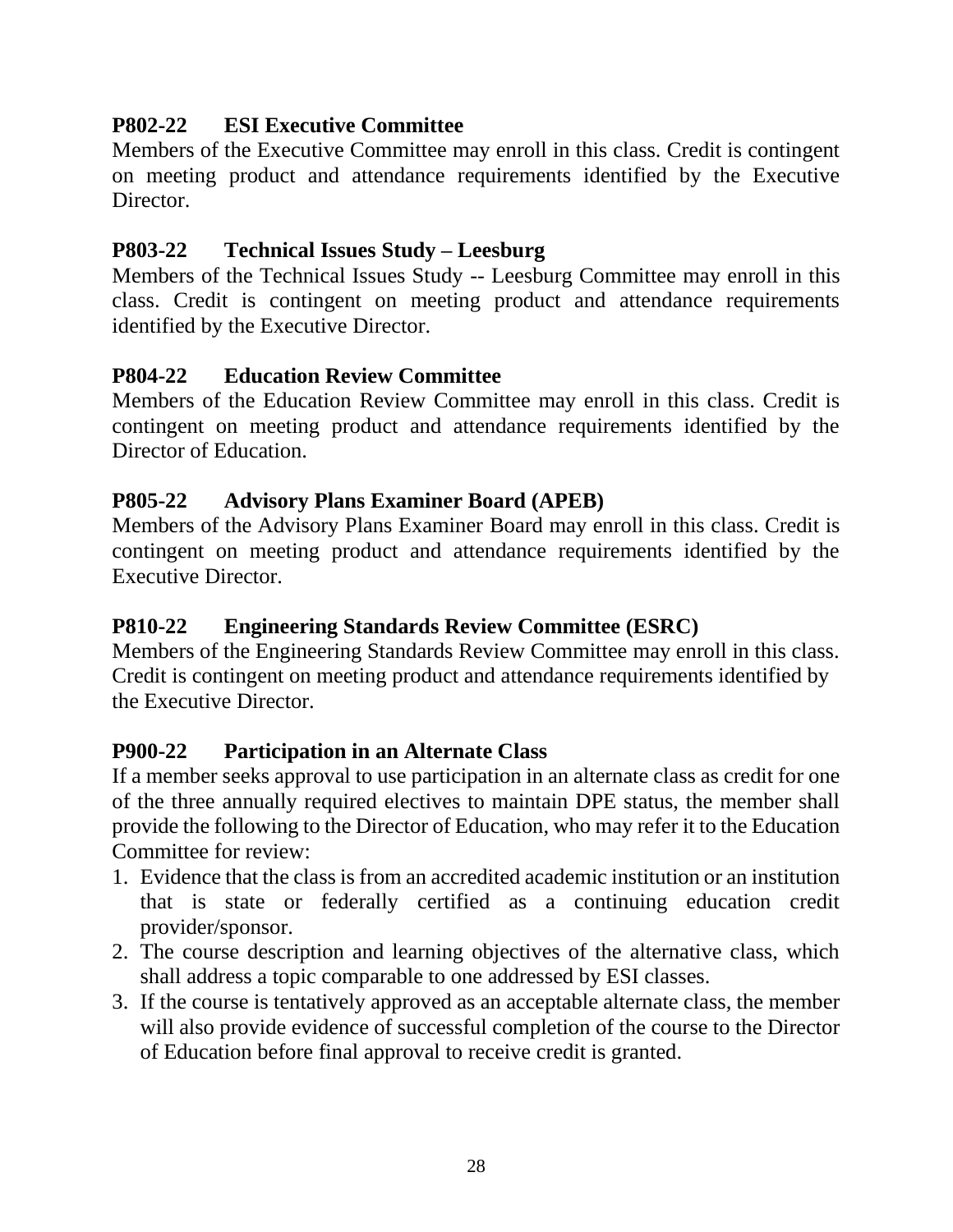### P802-22 ESI Executive Committee

Members of the Executive Committee may enroll in this class. Credit is contingent on meeting product and attendance requirements identified by the Executive Director.

### P803-22 Technical Issues Study – Leesburg

Members of the Technical Issues Study -- Leesburg Committee may enroll in this class. Credit is contingent on meeting product and attendance requirements identified by the Executive Director.

### P804-22 Education Review Committee

Members of the Education Review Committee may enroll in this class. Credit is contingent on meeting product and attendance requirements identified by the Director of Education.

### P805-22 Advisory Plans Examiner Board (APEB)

Members of the Advisory Plans Examiner Board may enroll in this class. Credit is contingent on meeting product and attendance requirements identified by the Executive Director.

### P810-22 Engineering Standards Review Committee (ESRC)

Members of the Engineering Standards Review Committee may enroll in this class. Credit is contingent on meeting product and attendance requirements identified by the Executive Director.

### P900-22 Participation in an Alternate Class

If a member seeks approval to use participation in an alternate class as credit for one of the three annually required electives to maintain DPE status, the member shall provide the following to the Director of Education, who may refer it to the Education Committee for review:

1. Evidence that the class is from an accredited academic institution or an institution that is state or federally certified as a continuing education credit provider/sponsor.
2. The course description and learning objectives of the alternative class, which shall address a topic comparable to one addressed by ESI classes.
3. If the course is tentatively approved as an acceptable alternate class, the member will also provide evidence of successful completion of the course to the Director of Education before final approval to receive credit is granted.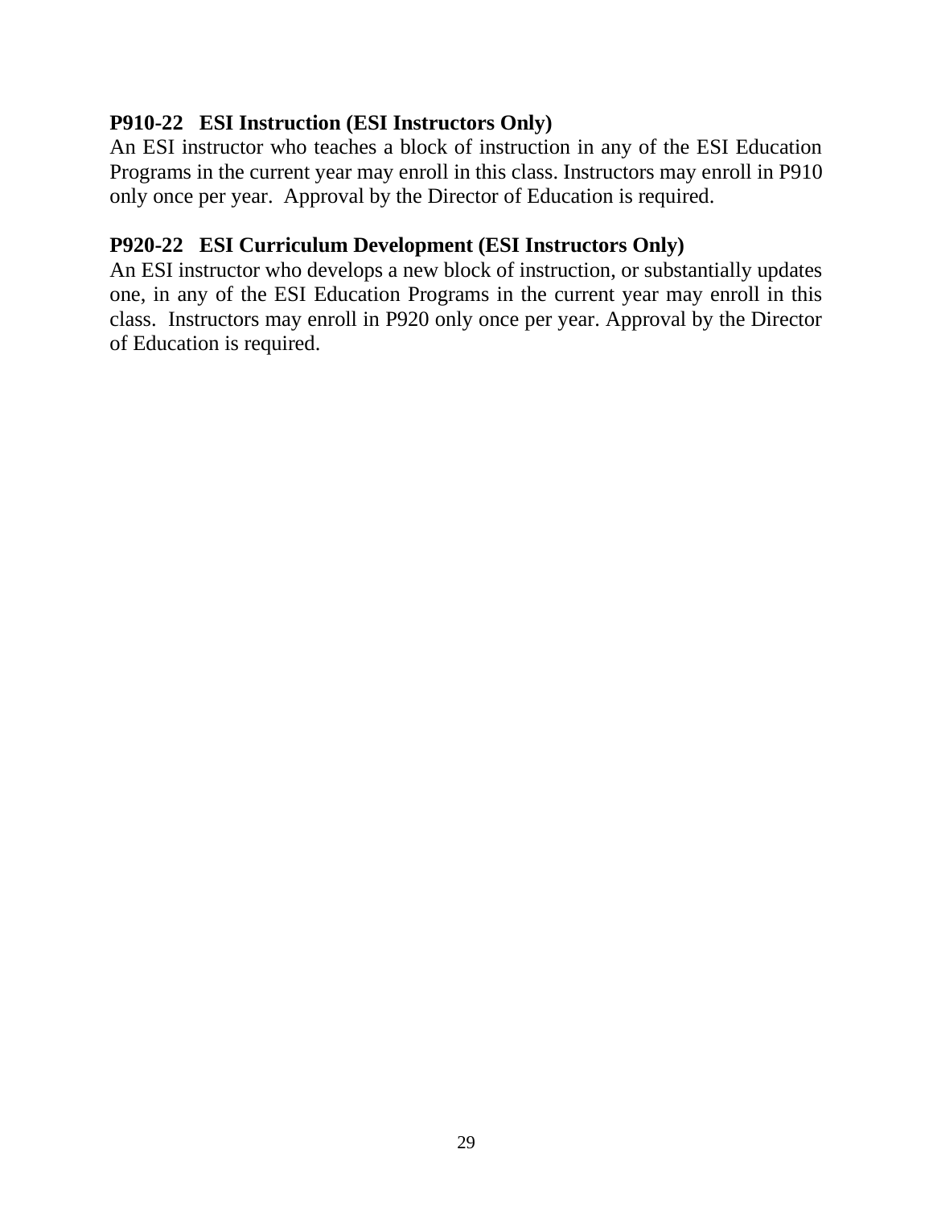**P910-22   ESI Instruction (ESI Instructors Only)**
An ESI instructor who teaches a block of instruction in any of the ESI Education Programs in the current year may enroll in this class. Instructors may enroll in P910 only once per year.  Approval by the Director of Education is required.

**P920-22   ESI Curriculum Development (ESI Instructors Only)**
An ESI instructor who develops a new block of instruction, or substantially updates one, in any of the ESI Education Programs in the current year may enroll in this class.  Instructors may enroll in P920 only once per year. Approval by the Director of Education is required.